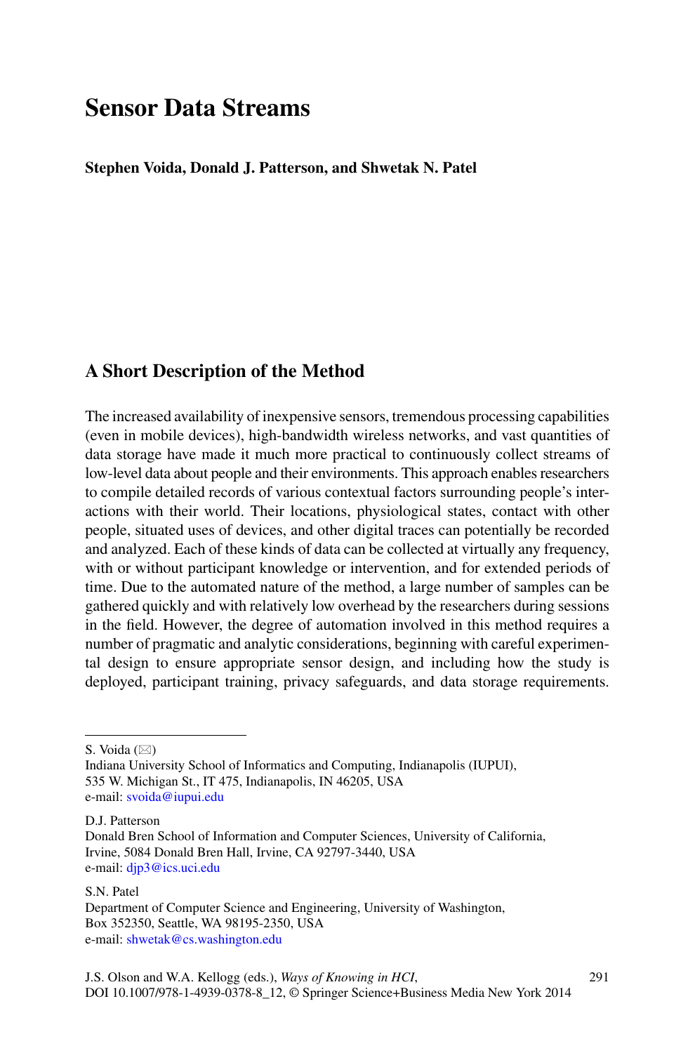# Sensor Data Streams

**Stephen Voida, Donald J. Patterson, and Shwetak N. Patel**

## A Short Description of the Method

The increased availability of inexpensive sensors, tremendous processing capabilities (even in mobile devices), high-bandwidth wireless networks, and vast quantities of data storage have made it much more practical to continuously collect streams of low-level data about people and their environments. This approach enables researchers to compile detailed records of various contextual factors surrounding people's interactions with their world. Their locations, physiological states, contact with other people, situated uses of devices, and other digital traces can potentially be recorded and analyzed. Each of these kinds of data can be collected at virtually any frequency, with or without participant knowledge or intervention, and for extended periods of time. Due to the automated nature of the method, a large number of samples can be gathered quickly and with relatively low overhead by the researchers during sessions in the field. However, the degree of automation involved in this method requires a number of pragmatic and analytic considerations, beginning with careful experimental design to ensure appropriate sensor design, and including how the study is deployed, participant training, privacy safeguards, and data storage requirements.

---

S. Voida (✉)
Indiana University School of Informatics and Computing, Indianapolis (IUPUI),
535 W. Michigan St., IT 475, Indianapolis, IN 46205, USA
e-mail: svoida@iupui.edu

D.J. Patterson
Donald Bren School of Information and Computer Sciences, University of California,
Irvine, 5084 Donald Bren Hall, Irvine, CA 92797-3440, USA
e-mail: djp3@ics.uci.edu

S.N. Patel
Department of Computer Science and Engineering, University of Washington,
Box 352350, Seattle, WA 98195-2350, USA
e-mail: shwetak@cs.washington.edu

J.S. Olson and W.A. Kellogg (eds.), *Ways of Knowing in HCI*,
DOI 10.1007/978-1-4939-0378-8_12, © Springer Science+Business Media New York 2014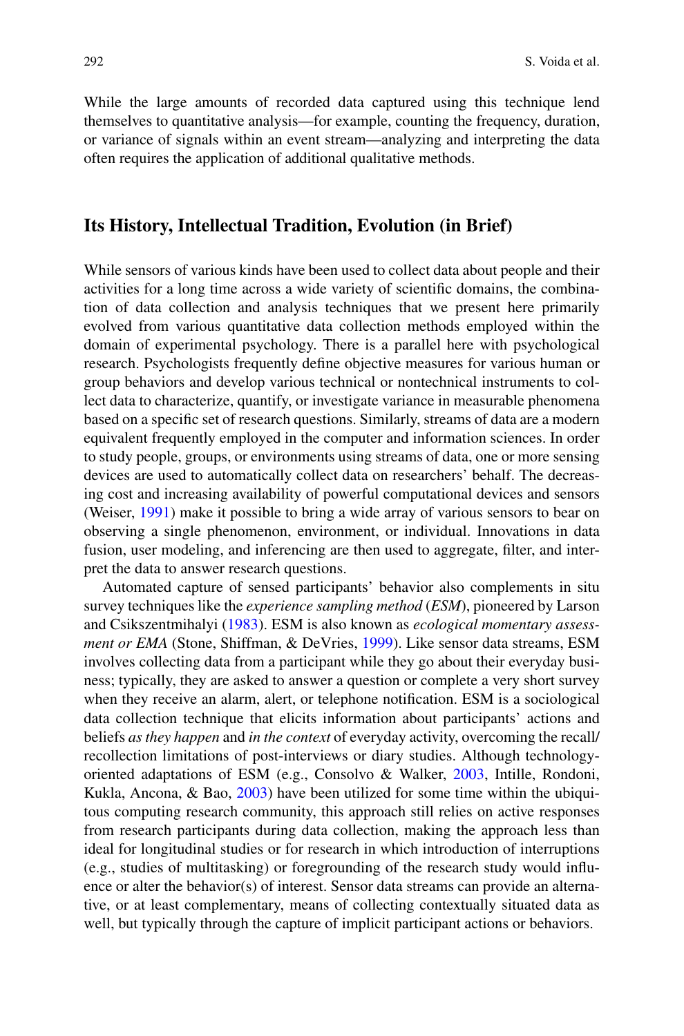While the large amounts of recorded data captured using this technique lend themselves to quantitative analysis—for example, counting the frequency, duration, or variance of signals within an event stream—analyzing and interpreting the data often requires the application of additional qualitative methods.

## Its History, Intellectual Tradition, Evolution (in Brief)

While sensors of various kinds have been used to collect data about people and their activities for a long time across a wide variety of scientific domains, the combination of data collection and analysis techniques that we present here primarily evolved from various quantitative data collection methods employed within the domain of experimental psychology. There is a parallel here with psychological research. Psychologists frequently define objective measures for various human or group behaviors and develop various technical or nontechnical instruments to collect data to characterize, quantify, or investigate variance in measurable phenomena based on a specific set of research questions. Similarly, streams of data are a modern equivalent frequently employed in the computer and information sciences. In order to study people, groups, or environments using streams of data, one or more sensing devices are used to automatically collect data on researchers' behalf. The decreasing cost and increasing availability of powerful computational devices and sensors (Weiser, 1991) make it possible to bring a wide array of various sensors to bear on observing a single phenomenon, environment, or individual. Innovations in data fusion, user modeling, and inferencing are then used to aggregate, filter, and interpret the data to answer research questions.

Automated capture of sensed participants' behavior also complements in situ survey techniques like the *experience sampling method* (*ESM*), pioneered by Larson and Csikszentmihalyi (1983). ESM is also known as *ecological momentary assessment or EMA* (Stone, Shiffman, & DeVries, 1999). Like sensor data streams, ESM involves collecting data from a participant while they go about their everyday business; typically, they are asked to answer a question or complete a very short survey when they receive an alarm, alert, or telephone notification. ESM is a sociological data collection technique that elicits information about participants' actions and beliefs *as they happen* and *in the context* of everyday activity, overcoming the recall/recollection limitations of post-interviews or diary studies. Although technology-oriented adaptations of ESM (e.g., Consolvo & Walker, 2003, Intille, Rondoni, Kukla, Ancona, & Bao, 2003) have been utilized for some time within the ubiquitous computing research community, this approach still relies on active responses from research participants during data collection, making the approach less than ideal for longitudinal studies or for research in which introduction of interruptions (e.g., studies of multitasking) or foregrounding of the research study would influence or alter the behavior(s) of interest. Sensor data streams can provide an alternative, or at least complementary, means of collecting contextually situated data as well, but typically through the capture of implicit participant actions or behaviors.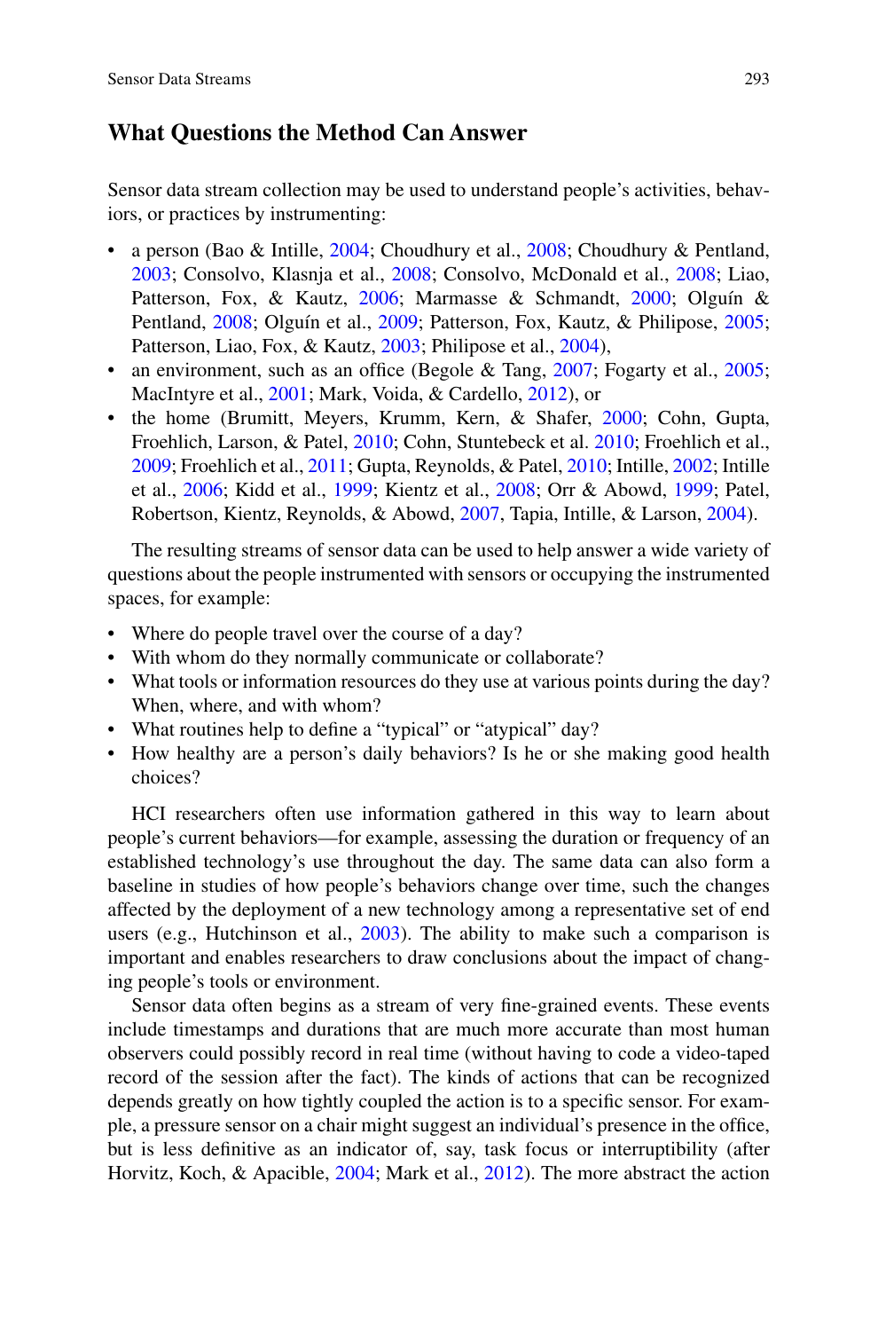## What Questions the Method Can Answer

Sensor data stream collection may be used to understand people's activities, behaviors, or practices by instrumenting:

- a person (Bao & Intille, 2004; Choudhury et al., 2008; Choudhury & Pentland, 2003; Consolvo, Klasnja et al., 2008; Consolvo, McDonald et al., 2008; Liao, Patterson, Fox, & Kautz, 2006; Marmasse & Schmandt, 2000; Olguín & Pentland, 2008; Olguín et al., 2009; Patterson, Fox, Kautz, & Philipose, 2005; Patterson, Liao, Fox, & Kautz, 2003; Philipose et al., 2004),
- an environment, such as an office (Begole & Tang, 2007; Fogarty et al., 2005; MacIntyre et al., 2001; Mark, Voida, & Cardello, 2012), or
- the home (Brumitt, Meyers, Krumm, Kern, & Shafer, 2000; Cohn, Gupta, Froehlich, Larson, & Patel, 2010; Cohn, Stuntebeck et al. 2010; Froehlich et al., 2009; Froehlich et al., 2011; Gupta, Reynolds, & Patel, 2010; Intille, 2002; Intille et al., 2006; Kidd et al., 1999; Kientz et al., 2008; Orr & Abowd, 1999; Patel, Robertson, Kientz, Reynolds, & Abowd, 2007, Tapia, Intille, & Larson, 2004).

The resulting streams of sensor data can be used to help answer a wide variety of questions about the people instrumented with sensors or occupying the instrumented spaces, for example:

- Where do people travel over the course of a day?
- With whom do they normally communicate or collaborate?
- What tools or information resources do they use at various points during the day? When, where, and with whom?
- What routines help to define a "typical" or "atypical" day?
- How healthy are a person's daily behaviors? Is he or she making good health choices?

HCI researchers often use information gathered in this way to learn about people's current behaviors—for example, assessing the duration or frequency of an established technology's use throughout the day. The same data can also form a baseline in studies of how people's behaviors change over time, such the changes affected by the deployment of a new technology among a representative set of end users (e.g., Hutchinson et al., 2003). The ability to make such a comparison is important and enables researchers to draw conclusions about the impact of changing people's tools or environment.

Sensor data often begins as a stream of very fine-grained events. These events include timestamps and durations that are much more accurate than most human observers could possibly record in real time (without having to code a video-taped record of the session after the fact). The kinds of actions that can be recognized depends greatly on how tightly coupled the action is to a specific sensor. For example, a pressure sensor on a chair might suggest an individual's presence in the office, but is less definitive as an indicator of, say, task focus or interruptibility (after Horvitz, Koch, & Apacible, 2004; Mark et al., 2012). The more abstract the action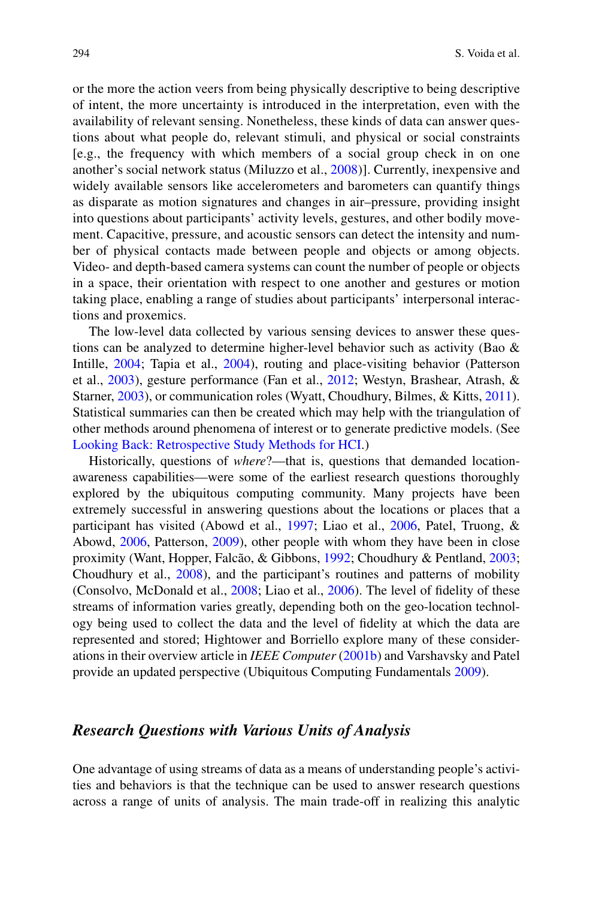or the more the action veers from being physically descriptive to being descriptive of intent, the more uncertainty is introduced in the interpretation, even with the availability of relevant sensing. Nonetheless, these kinds of data can answer questions about what people do, relevant stimuli, and physical or social constraints [e.g., the frequency with which members of a social group check in on one another's social network status (Miluzzo et al., 2008)]. Currently, inexpensive and widely available sensors like accelerometers and barometers can quantify things as disparate as motion signatures and changes in air–pressure, providing insight into questions about participants' activity levels, gestures, and other bodily movement. Capacitive, pressure, and acoustic sensors can detect the intensity and number of physical contacts made between people and objects or among objects. Video- and depth-based camera systems can count the number of people or objects in a space, their orientation with respect to one another and gestures or motion taking place, enabling a range of studies about participants' interpersonal interactions and proxemics.

The low-level data collected by various sensing devices to answer these questions can be analyzed to determine higher-level behavior such as activity (Bao & Intille, 2004; Tapia et al., 2004), routing and place-visiting behavior (Patterson et al., 2003), gesture performance (Fan et al., 2012; Westyn, Brashear, Atrash, & Starner, 2003), or communication roles (Wyatt, Choudhury, Bilmes, & Kitts, 2011). Statistical summaries can then be created which may help with the triangulation of other methods around phenomena of interest or to generate predictive models. (See Looking Back: Retrospective Study Methods for HCI.)

Historically, questions of *where*?—that is, questions that demanded location-awareness capabilities—were some of the earliest research questions thoroughly explored by the ubiquitous computing community. Many projects have been extremely successful in answering questions about the locations or places that a participant has visited (Abowd et al., 1997; Liao et al., 2006, Patel, Truong, & Abowd, 2006, Patterson, 2009), other people with whom they have been in close proximity (Want, Hopper, Falcão, & Gibbons, 1992; Choudhury & Pentland, 2003; Choudhury et al., 2008), and the participant's routines and patterns of mobility (Consolvo, McDonald et al., 2008; Liao et al., 2006). The level of fidelity of these streams of information varies greatly, depending both on the geo-location technology being used to collect the data and the level of fidelity at which the data are represented and stored; Hightower and Borriello explore many of these considerations in their overview article in *IEEE Computer* (2001b) and Varshavsky and Patel provide an updated perspective (Ubiquitous Computing Fundamentals 2009).

## *Research Questions with Various Units of Analysis*

One advantage of using streams of data as a means of understanding people's activities and behaviors is that the technique can be used to answer research questions across a range of units of analysis. The main trade-off in realizing this analytic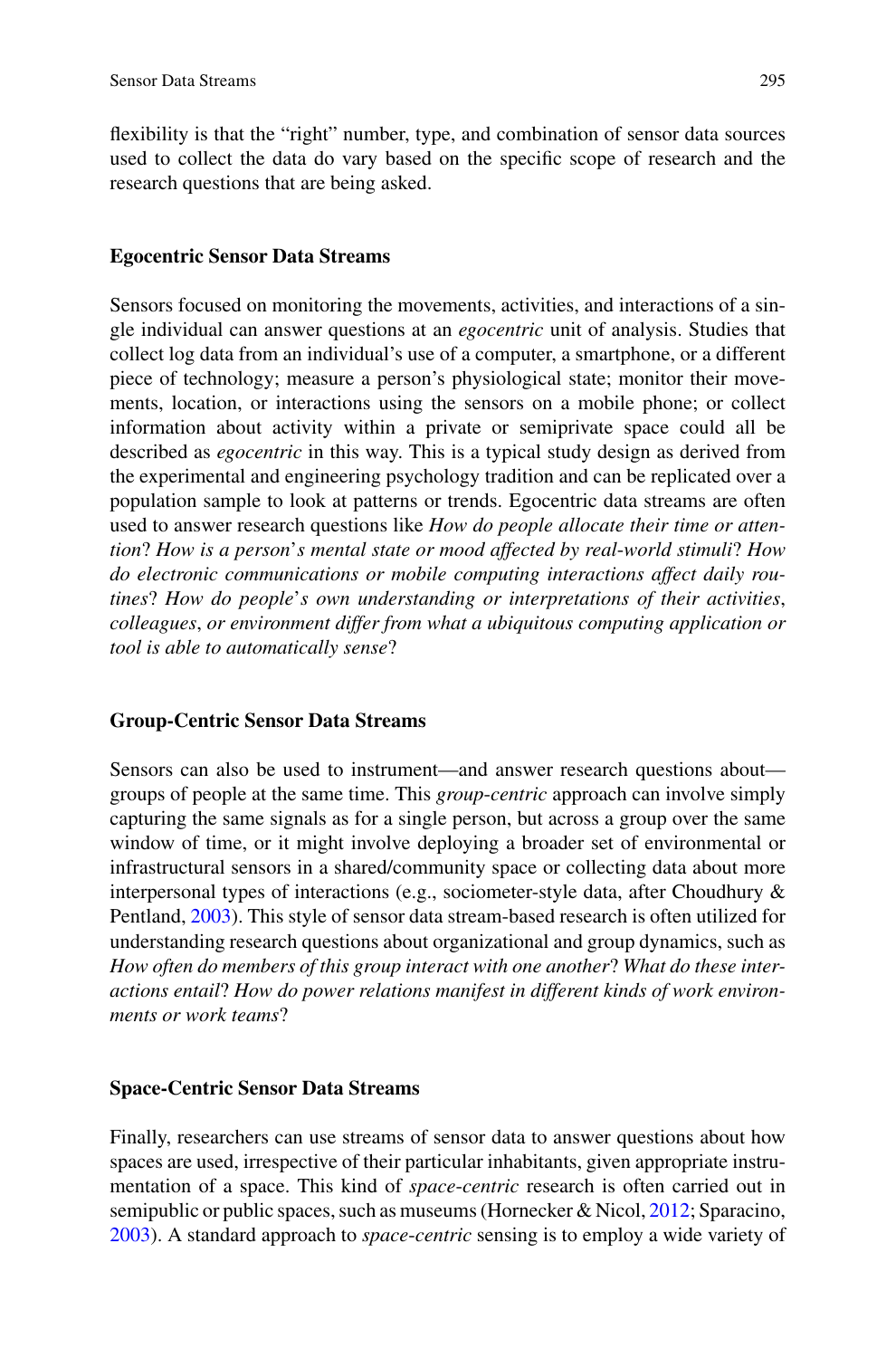flexibility is that the "right" number, type, and combination of sensor data sources used to collect the data do vary based on the specific scope of research and the research questions that are being asked.

### Egocentric Sensor Data Streams

Sensors focused on monitoring the movements, activities, and interactions of a single individual can answer questions at an *egocentric* unit of analysis. Studies that collect log data from an individual's use of a computer, a smartphone, or a different piece of technology; measure a person's physiological state; monitor their movements, location, or interactions using the sensors on a mobile phone; or collect information about activity within a private or semiprivate space could all be described as *egocentric* in this way. This is a typical study design as derived from the experimental and engineering psychology tradition and can be replicated over a population sample to look at patterns or trends. Egocentric data streams are often used to answer research questions like *How do people allocate their time or attention*? *How is a person's mental state or mood affected by real-world stimuli*? *How do electronic communications or mobile computing interactions affect daily routines*? *How do people's own understanding or interpretations of their activities, colleagues, or environment differ from what a ubiquitous computing application or tool is able to automatically sense*?

### Group-Centric Sensor Data Streams

Sensors can also be used to instrument—and answer research questions about—groups of people at the same time. This *group-centric* approach can involve simply capturing the same signals as for a single person, but across a group over the same window of time, or it might involve deploying a broader set of environmental or infrastructural sensors in a shared/community space or collecting data about more interpersonal types of interactions (e.g., sociometer-style data, after Choudhury & Pentland, 2003). This style of sensor data stream-based research is often utilized for understanding research questions about organizational and group dynamics, such as *How often do members of this group interact with one another*? *What do these interactions entail*? *How do power relations manifest in different kinds of work environments or work teams*?

### Space-Centric Sensor Data Streams

Finally, researchers can use streams of sensor data to answer questions about how spaces are used, irrespective of their particular inhabitants, given appropriate instrumentation of a space. This kind of *space-centric* research is often carried out in semipublic or public spaces, such as museums (Hornecker & Nicol, 2012; Sparacino, 2003). A standard approach to *space-centric* sensing is to employ a wide variety of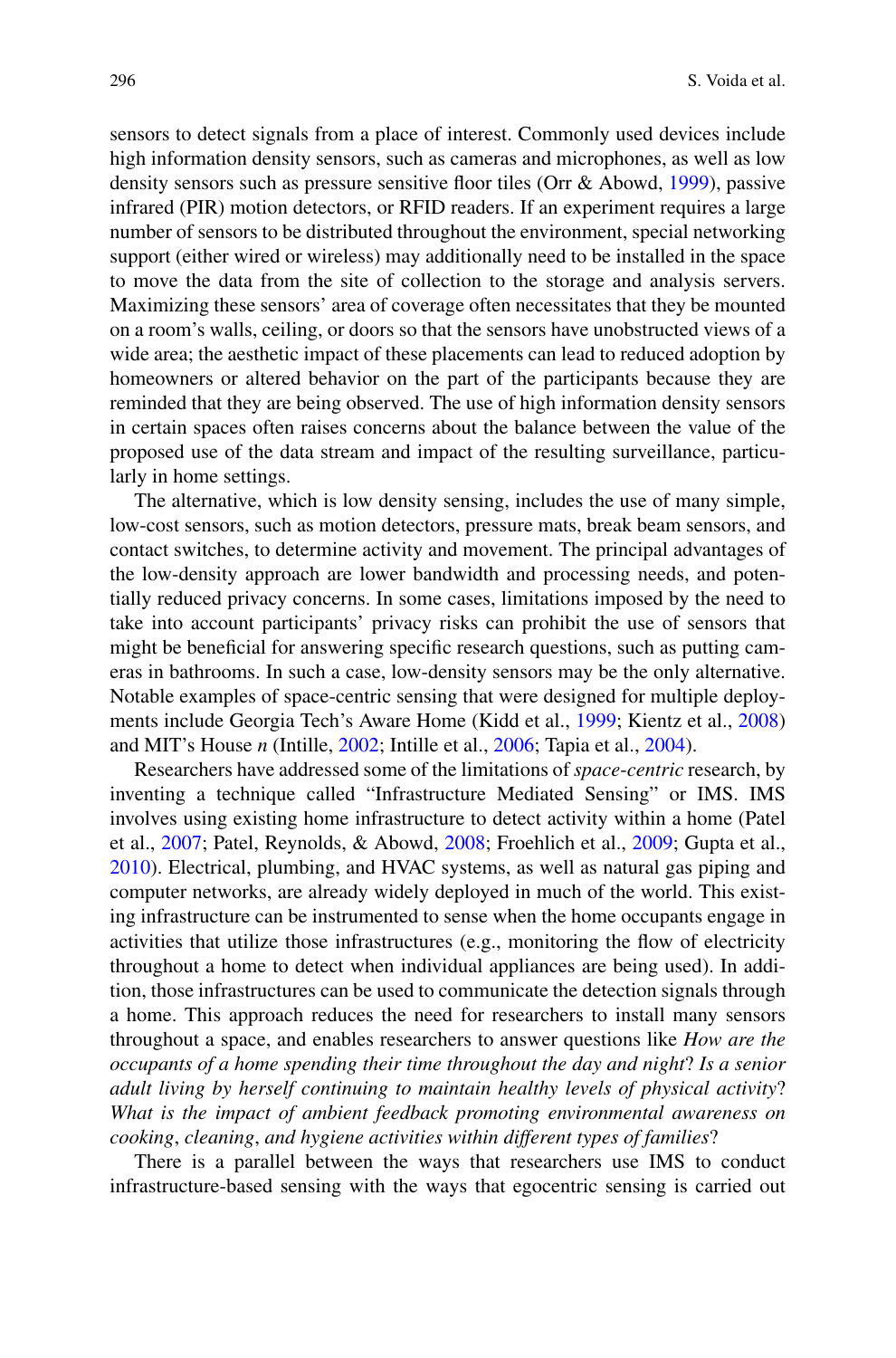sensors to detect signals from a place of interest. Commonly used devices include high information density sensors, such as cameras and microphones, as well as low density sensors such as pressure sensitive floor tiles (Orr & Abowd, 1999), passive infrared (PIR) motion detectors, or RFID readers. If an experiment requires a large number of sensors to be distributed throughout the environment, special networking support (either wired or wireless) may additionally need to be installed in the space to move the data from the site of collection to the storage and analysis servers. Maximizing these sensors' area of coverage often necessitates that they be mounted on a room's walls, ceiling, or doors so that the sensors have unobstructed views of a wide area; the aesthetic impact of these placements can lead to reduced adoption by homeowners or altered behavior on the part of the participants because they are reminded that they are being observed. The use of high information density sensors in certain spaces often raises concerns about the balance between the value of the proposed use of the data stream and impact of the resulting surveillance, particularly in home settings.

The alternative, which is low density sensing, includes the use of many simple, low-cost sensors, such as motion detectors, pressure mats, break beam sensors, and contact switches, to determine activity and movement. The principal advantages of the low-density approach are lower bandwidth and processing needs, and potentially reduced privacy concerns. In some cases, limitations imposed by the need to take into account participants' privacy risks can prohibit the use of sensors that might be beneficial for answering specific research questions, such as putting cameras in bathrooms. In such a case, low-density sensors may be the only alternative. Notable examples of space-centric sensing that were designed for multiple deployments include Georgia Tech's Aware Home (Kidd et al., 1999; Kientz et al., 2008) and MIT's House *n* (Intille, 2002; Intille et al., 2006; Tapia et al., 2004).

Researchers have addressed some of the limitations of *space-centric* research, by inventing a technique called "Infrastructure Mediated Sensing" or IMS. IMS involves using existing home infrastructure to detect activity within a home (Patel et al., 2007; Patel, Reynolds, & Abowd, 2008; Froehlich et al., 2009; Gupta et al., 2010). Electrical, plumbing, and HVAC systems, as well as natural gas piping and computer networks, are already widely deployed in much of the world. This existing infrastructure can be instrumented to sense when the home occupants engage in activities that utilize those infrastructures (e.g., monitoring the flow of electricity throughout a home to detect when individual appliances are being used). In addition, those infrastructures can be used to communicate the detection signals through a home. This approach reduces the need for researchers to install many sensors throughout a space, and enables researchers to answer questions like *How are the occupants of a home spending their time throughout the day and night*? *Is a senior adult living by herself continuing to maintain healthy levels of physical activity*? *What is the impact of ambient feedback promoting environmental awareness on cooking*, *cleaning*, *and hygiene activities within different types of families*?

There is a parallel between the ways that researchers use IMS to conduct infrastructure-based sensing with the ways that egocentric sensing is carried out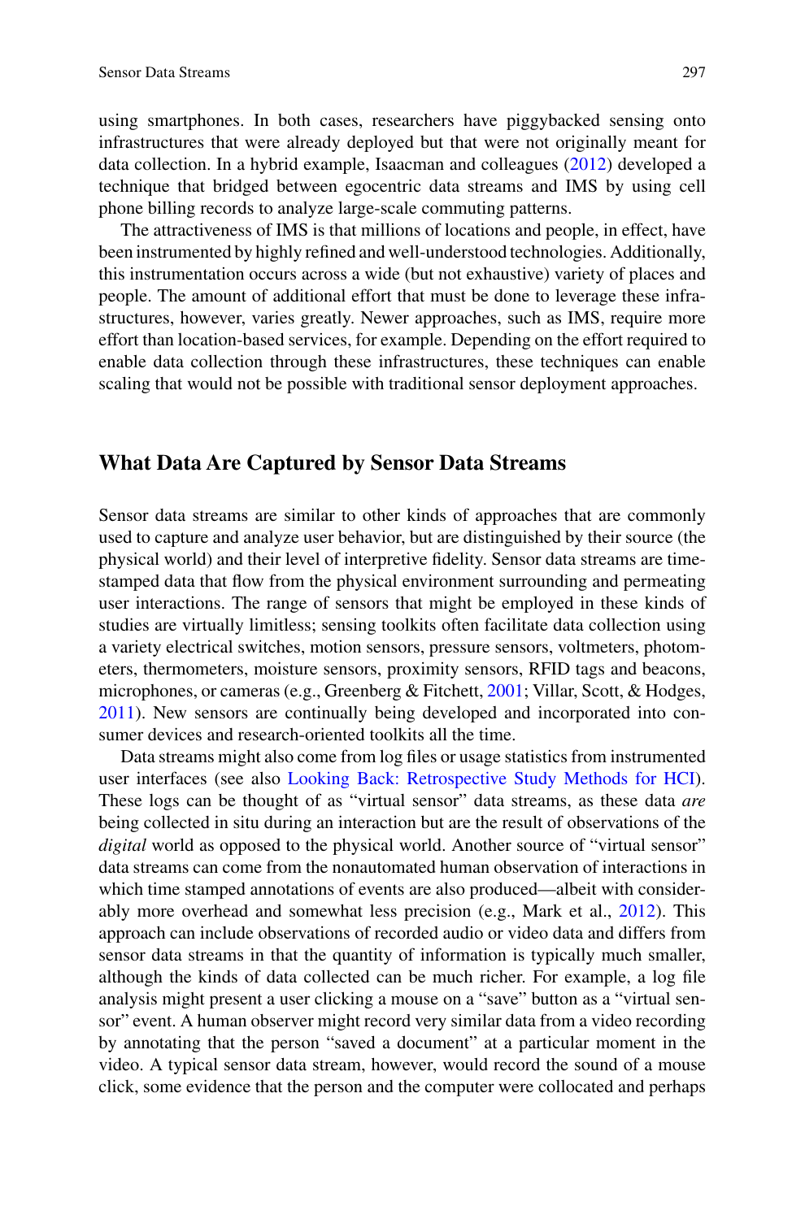using smartphones. In both cases, researchers have piggybacked sensing onto infrastructures that were already deployed but that were not originally meant for data collection. In a hybrid example, Isaacman and colleagues (2012) developed a technique that bridged between egocentric data streams and IMS by using cell phone billing records to analyze large-scale commuting patterns.

The attractiveness of IMS is that millions of locations and people, in effect, have been instrumented by highly refined and well-understood technologies. Additionally, this instrumentation occurs across a wide (but not exhaustive) variety of places and people. The amount of additional effort that must be done to leverage these infrastructures, however, varies greatly. Newer approaches, such as IMS, require more effort than location-based services, for example. Depending on the effort required to enable data collection through these infrastructures, these techniques can enable scaling that would not be possible with traditional sensor deployment approaches.

## What Data Are Captured by Sensor Data Streams

Sensor data streams are similar to other kinds of approaches that are commonly used to capture and analyze user behavior, but are distinguished by their source (the physical world) and their level of interpretive fidelity. Sensor data streams are time-stamped data that flow from the physical environment surrounding and permeating user interactions. The range of sensors that might be employed in these kinds of studies are virtually limitless; sensing toolkits often facilitate data collection using a variety electrical switches, motion sensors, pressure sensors, voltmeters, photometers, thermometers, moisture sensors, proximity sensors, RFID tags and beacons, microphones, or cameras (e.g., Greenberg & Fitchett, 2001; Villar, Scott, & Hodges, 2011). New sensors are continually being developed and incorporated into consumer devices and research-oriented toolkits all the time.

Data streams might also come from log files or usage statistics from instrumented user interfaces (see also Looking Back: Retrospective Study Methods for HCI). These logs can be thought of as "virtual sensor" data streams, as these data *are* being collected in situ during an interaction but are the result of observations of the *digital* world as opposed to the physical world. Another source of "virtual sensor" data streams can come from the nonautomated human observation of interactions in which time stamped annotations of events are also produced—albeit with considerably more overhead and somewhat less precision (e.g., Mark et al., 2012). This approach can include observations of recorded audio or video data and differs from sensor data streams in that the quantity of information is typically much smaller, although the kinds of data collected can be much richer. For example, a log file analysis might present a user clicking a mouse on a "save" button as a "virtual sensor" event. A human observer might record very similar data from a video recording by annotating that the person "saved a document" at a particular moment in the video. A typical sensor data stream, however, would record the sound of a mouse click, some evidence that the person and the computer were collocated and perhaps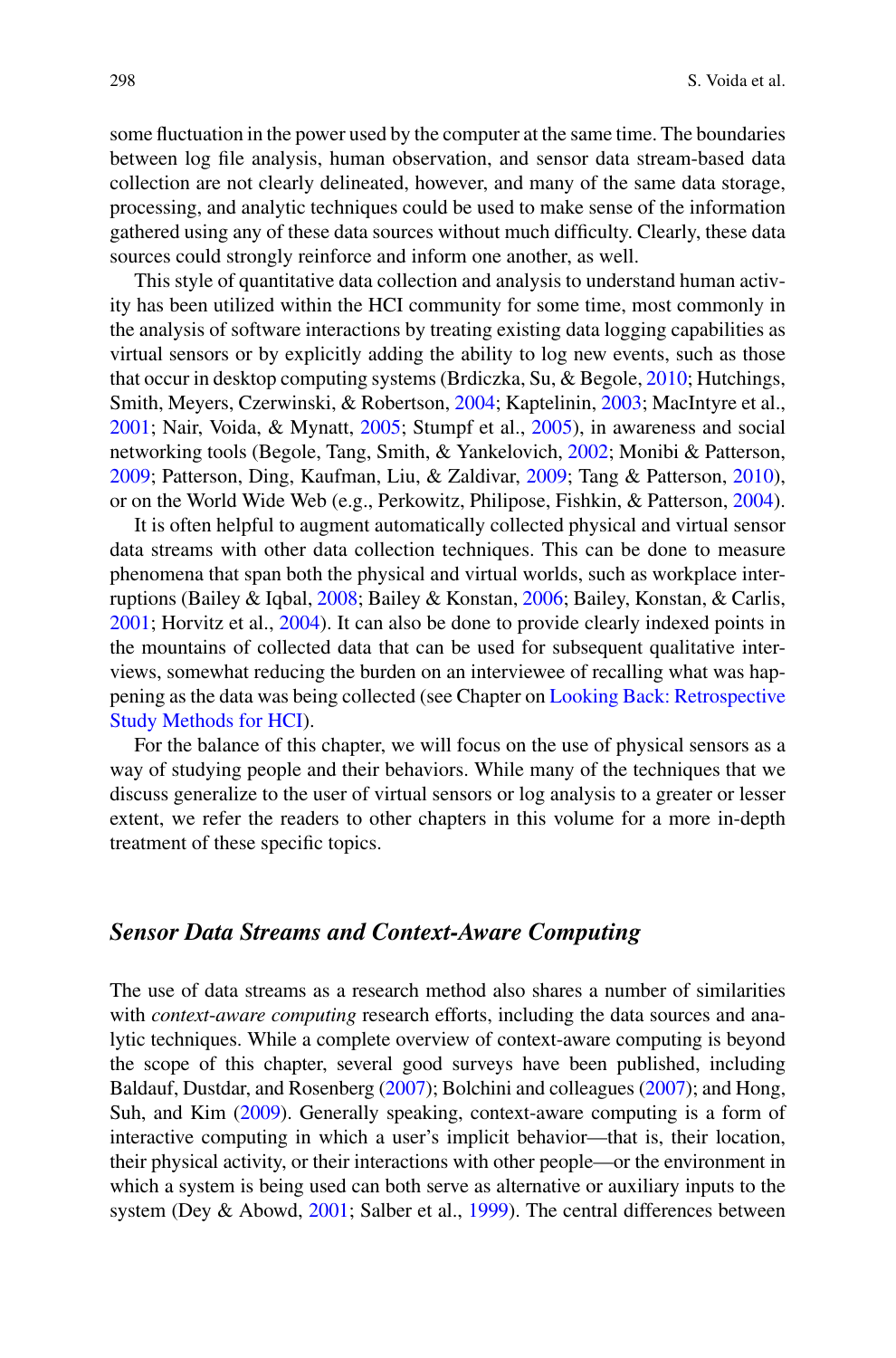some fluctuation in the power used by the computer at the same time. The boundaries between log file analysis, human observation, and sensor data stream-based data collection are not clearly delineated, however, and many of the same data storage, processing, and analytic techniques could be used to make sense of the information gathered using any of these data sources without much difficulty. Clearly, these data sources could strongly reinforce and inform one another, as well.

This style of quantitative data collection and analysis to understand human activity has been utilized within the HCI community for some time, most commonly in the analysis of software interactions by treating existing data logging capabilities as virtual sensors or by explicitly adding the ability to log new events, such as those that occur in desktop computing systems (Brdiczka, Su, & Begole, 2010; Hutchings, Smith, Meyers, Czerwinski, & Robertson, 2004; Kaptelinin, 2003; MacIntyre et al., 2001; Nair, Voida, & Mynatt, 2005; Stumpf et al., 2005), in awareness and social networking tools (Begole, Tang, Smith, & Yankelovich, 2002; Monibi & Patterson, 2009; Patterson, Ding, Kaufman, Liu, & Zaldivar, 2009; Tang & Patterson, 2010), or on the World Wide Web (e.g., Perkowitz, Philipose, Fishkin, & Patterson, 2004).

It is often helpful to augment automatically collected physical and virtual sensor data streams with other data collection techniques. This can be done to measure phenomena that span both the physical and virtual worlds, such as workplace interruptions (Bailey & Iqbal, 2008; Bailey & Konstan, 2006; Bailey, Konstan, & Carlis, 2001; Horvitz et al., 2004). It can also be done to provide clearly indexed points in the mountains of collected data that can be used for subsequent qualitative interviews, somewhat reducing the burden on an interviewee of recalling what was happening as the data was being collected (see Chapter on Looking Back: Retrospective Study Methods for HCI).

For the balance of this chapter, we will focus on the use of physical sensors as a way of studying people and their behaviors. While many of the techniques that we discuss generalize to the user of virtual sensors or log analysis to a greater or lesser extent, we refer the readers to other chapters in this volume for a more in-depth treatment of these specific topics.

## *Sensor Data Streams and Context-Aware Computing*

The use of data streams as a research method also shares a number of similarities with *context-aware computing* research efforts, including the data sources and analytic techniques. While a complete overview of context-aware computing is beyond the scope of this chapter, several good surveys have been published, including Baldauf, Dustdar, and Rosenberg (2007); Bolchini and colleagues (2007); and Hong, Suh, and Kim (2009). Generally speaking, context-aware computing is a form of interactive computing in which a user's implicit behavior—that is, their location, their physical activity, or their interactions with other people—or the environment in which a system is being used can both serve as alternative or auxiliary inputs to the system (Dey & Abowd, 2001; Salber et al., 1999). The central differences between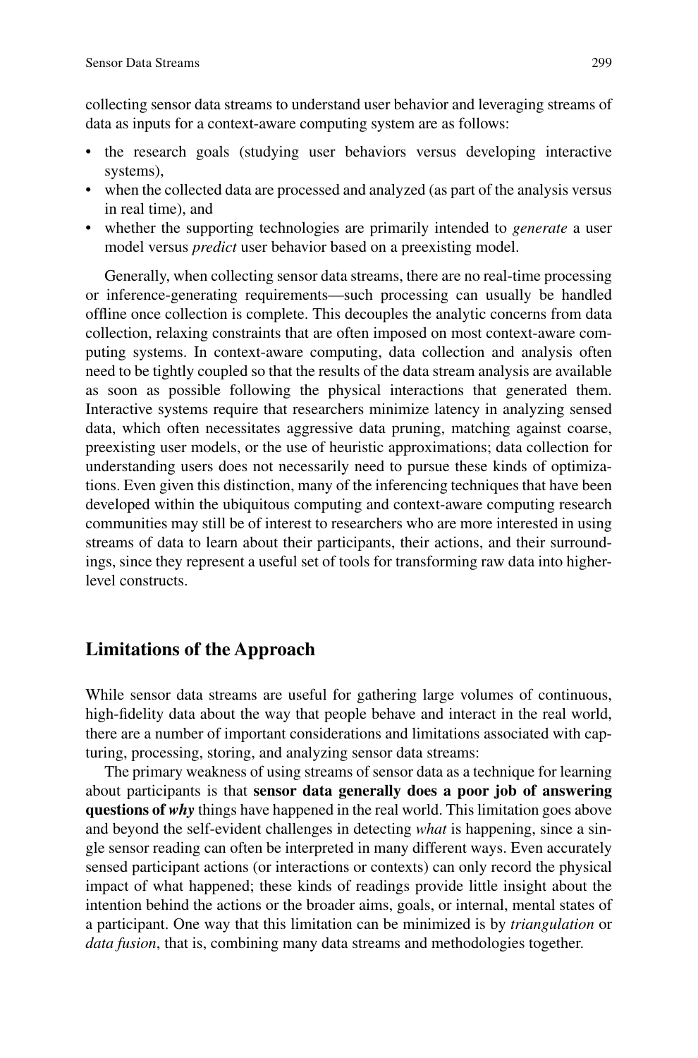collecting sensor data streams to understand user behavior and leveraging streams of data as inputs for a context-aware computing system are as follows:

- the research goals (studying user behaviors versus developing interactive systems),
- when the collected data are processed and analyzed (as part of the analysis versus in real time), and
- whether the supporting technologies are primarily intended to *generate* a user model versus *predict* user behavior based on a preexisting model.

Generally, when collecting sensor data streams, there are no real-time processing or inference-generating requirements—such processing can usually be handled offline once collection is complete. This decouples the analytic concerns from data collection, relaxing constraints that are often imposed on most context-aware computing systems. In context-aware computing, data collection and analysis often need to be tightly coupled so that the results of the data stream analysis are available as soon as possible following the physical interactions that generated them. Interactive systems require that researchers minimize latency in analyzing sensed data, which often necessitates aggressive data pruning, matching against coarse, preexisting user models, or the use of heuristic approximations; data collection for understanding users does not necessarily need to pursue these kinds of optimizations. Even given this distinction, many of the inferencing techniques that have been developed within the ubiquitous computing and context-aware computing research communities may still be of interest to researchers who are more interested in using streams of data to learn about their participants, their actions, and their surroundings, since they represent a useful set of tools for transforming raw data into higher-level constructs.

## Limitations of the Approach

While sensor data streams are useful for gathering large volumes of continuous, high-fidelity data about the way that people behave and interact in the real world, there are a number of important considerations and limitations associated with capturing, processing, storing, and analyzing sensor data streams:

The primary weakness of using streams of sensor data as a technique for learning about participants is that **sensor data generally does a poor job of answering questions of *why*** things have happened in the real world. This limitation goes above and beyond the self-evident challenges in detecting *what* is happening, since a single sensor reading can often be interpreted in many different ways. Even accurately sensed participant actions (or interactions or contexts) can only record the physical impact of what happened; these kinds of readings provide little insight about the intention behind the actions or the broader aims, goals, or internal, mental states of a participant. One way that this limitation can be minimized is by *triangulation* or *data fusion*, that is, combining many data streams and methodologies together.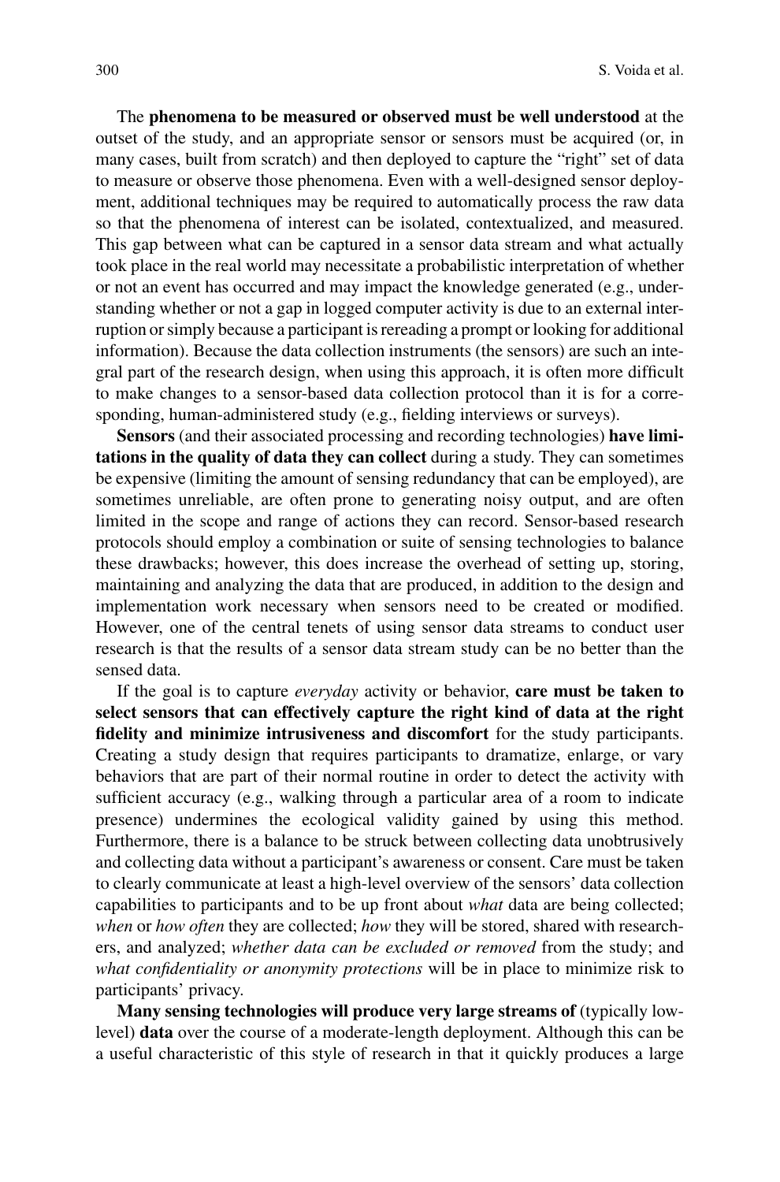The **phenomena to be measured or observed must be well understood** at the outset of the study, and an appropriate sensor or sensors must be acquired (or, in many cases, built from scratch) and then deployed to capture the "right" set of data to measure or observe those phenomena. Even with a well-designed sensor deployment, additional techniques may be required to automatically process the raw data so that the phenomena of interest can be isolated, contextualized, and measured. This gap between what can be captured in a sensor data stream and what actually took place in the real world may necessitate a probabilistic interpretation of whether or not an event has occurred and may impact the knowledge generated (e.g., understanding whether or not a gap in logged computer activity is due to an external interruption or simply because a participant is rereading a prompt or looking for additional information). Because the data collection instruments (the sensors) are such an integral part of the research design, when using this approach, it is often more difficult to make changes to a sensor-based data collection protocol than it is for a corresponding, human-administered study (e.g., fielding interviews or surveys).

**Sensors** (and their associated processing and recording technologies) **have limitations in the quality of data they can collect** during a study. They can sometimes be expensive (limiting the amount of sensing redundancy that can be employed), are sometimes unreliable, are often prone to generating noisy output, and are often limited in the scope and range of actions they can record. Sensor-based research protocols should employ a combination or suite of sensing technologies to balance these drawbacks; however, this does increase the overhead of setting up, storing, maintaining and analyzing the data that are produced, in addition to the design and implementation work necessary when sensors need to be created or modified. However, one of the central tenets of using sensor data streams to conduct user research is that the results of a sensor data stream study can be no better than the sensed data.

If the goal is to capture *everyday* activity or behavior, **care must be taken to select sensors that can effectively capture the right kind of data at the right fidelity and minimize intrusiveness and discomfort** for the study participants. Creating a study design that requires participants to dramatize, enlarge, or vary behaviors that are part of their normal routine in order to detect the activity with sufficient accuracy (e.g., walking through a particular area of a room to indicate presence) undermines the ecological validity gained by using this method. Furthermore, there is a balance to be struck between collecting data unobtrusively and collecting data without a participant's awareness or consent. Care must be taken to clearly communicate at least a high-level overview of the sensors' data collection capabilities to participants and to be up front about *what* data are being collected; *when* or *how often* they are collected; *how* they will be stored, shared with researchers, and analyzed; *whether data can be excluded or removed* from the study; and *what confidentiality or anonymity protections* will be in place to minimize risk to participants' privacy.

**Many sensing technologies will produce very large streams of** (typically low-level) **data** over the course of a moderate-length deployment. Although this can be a useful characteristic of this style of research in that it quickly produces a large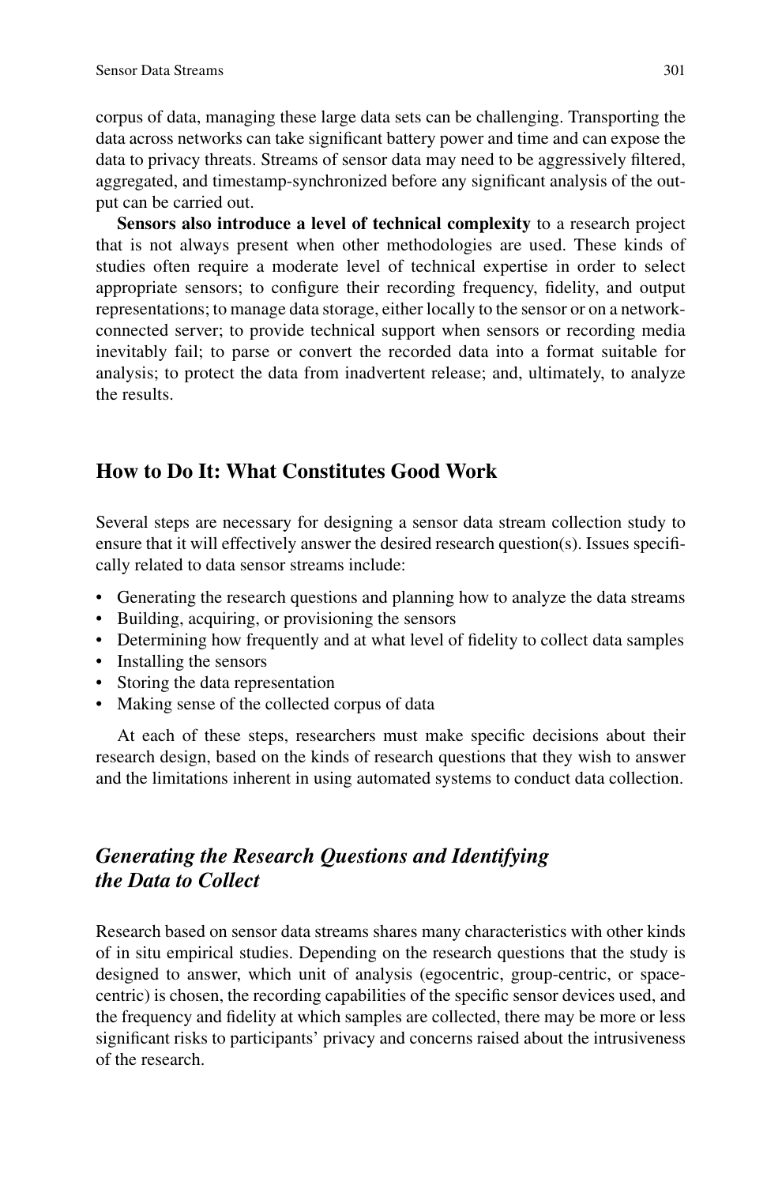corpus of data, managing these large data sets can be challenging. Transporting the data across networks can take significant battery power and time and can expose the data to privacy threats. Streams of sensor data may need to be aggressively filtered, aggregated, and timestamp-synchronized before any significant analysis of the output can be carried out.

**Sensors also introduce a level of technical complexity** to a research project that is not always present when other methodologies are used. These kinds of studies often require a moderate level of technical expertise in order to select appropriate sensors; to configure their recording frequency, fidelity, and output representations; to manage data storage, either locally to the sensor or on a network-connected server; to provide technical support when sensors or recording media inevitably fail; to parse or convert the recorded data into a format suitable for analysis; to protect the data from inadvertent release; and, ultimately, to analyze the results.

## How to Do It: What Constitutes Good Work

Several steps are necessary for designing a sensor data stream collection study to ensure that it will effectively answer the desired research question(s). Issues specifically related to data sensor streams include:

- Generating the research questions and planning how to analyze the data streams
- Building, acquiring, or provisioning the sensors
- Determining how frequently and at what level of fidelity to collect data samples
- Installing the sensors
- Storing the data representation
- Making sense of the collected corpus of data

At each of these steps, researchers must make specific decisions about their research design, based on the kinds of research questions that they wish to answer and the limitations inherent in using automated systems to conduct data collection.

### *Generating the Research Questions and Identifying the Data to Collect*

Research based on sensor data streams shares many characteristics with other kinds of in situ empirical studies. Depending on the research questions that the study is designed to answer, which unit of analysis (egocentric, group-centric, or space-centric) is chosen, the recording capabilities of the specific sensor devices used, and the frequency and fidelity at which samples are collected, there may be more or less significant risks to participants' privacy and concerns raised about the intrusiveness of the research.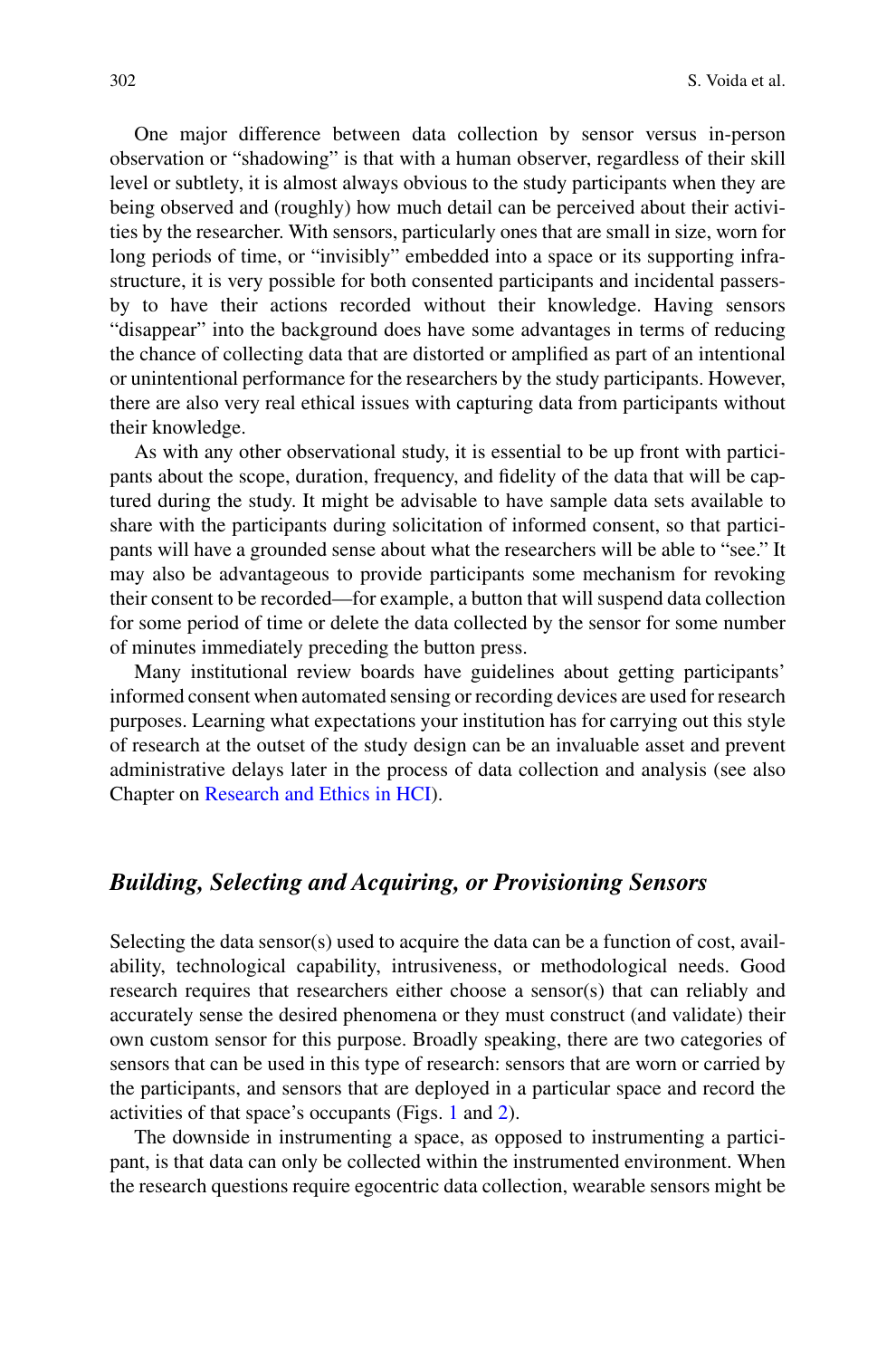One major difference between data collection by sensor versus in-person observation or "shadowing" is that with a human observer, regardless of their skill level or subtlety, it is almost always obvious to the study participants when they are being observed and (roughly) how much detail can be perceived about their activities by the researcher. With sensors, particularly ones that are small in size, worn for long periods of time, or "invisibly" embedded into a space or its supporting infrastructure, it is very possible for both consented participants and incidental passers-by to have their actions recorded without their knowledge. Having sensors "disappear" into the background does have some advantages in terms of reducing the chance of collecting data that are distorted or amplified as part of an intentional or unintentional performance for the researchers by the study participants. However, there are also very real ethical issues with capturing data from participants without their knowledge.

As with any other observational study, it is essential to be up front with participants about the scope, duration, frequency, and fidelity of the data that will be captured during the study. It might be advisable to have sample data sets available to share with the participants during solicitation of informed consent, so that participants will have a grounded sense about what the researchers will be able to "see." It may also be advantageous to provide participants some mechanism for revoking their consent to be recorded—for example, a button that will suspend data collection for some period of time or delete the data collected by the sensor for some number of minutes immediately preceding the button press.

Many institutional review boards have guidelines about getting participants' informed consent when automated sensing or recording devices are used for research purposes. Learning what expectations your institution has for carrying out this style of research at the outset of the study design can be an invaluable asset and prevent administrative delays later in the process of data collection and analysis (see also Chapter on Research and Ethics in HCI).

## *Building, Selecting and Acquiring, or Provisioning Sensors*

Selecting the data sensor(s) used to acquire the data can be a function of cost, availability, technological capability, intrusiveness, or methodological needs. Good research requires that researchers either choose a sensor(s) that can reliably and accurately sense the desired phenomena or they must construct (and validate) their own custom sensor for this purpose. Broadly speaking, there are two categories of sensors that can be used in this type of research: sensors that are worn or carried by the participants, and sensors that are deployed in a particular space and record the activities of that space's occupants (Figs. 1 and 2).

The downside in instrumenting a space, as opposed to instrumenting a participant, is that data can only be collected within the instrumented environment. When the research questions require egocentric data collection, wearable sensors might be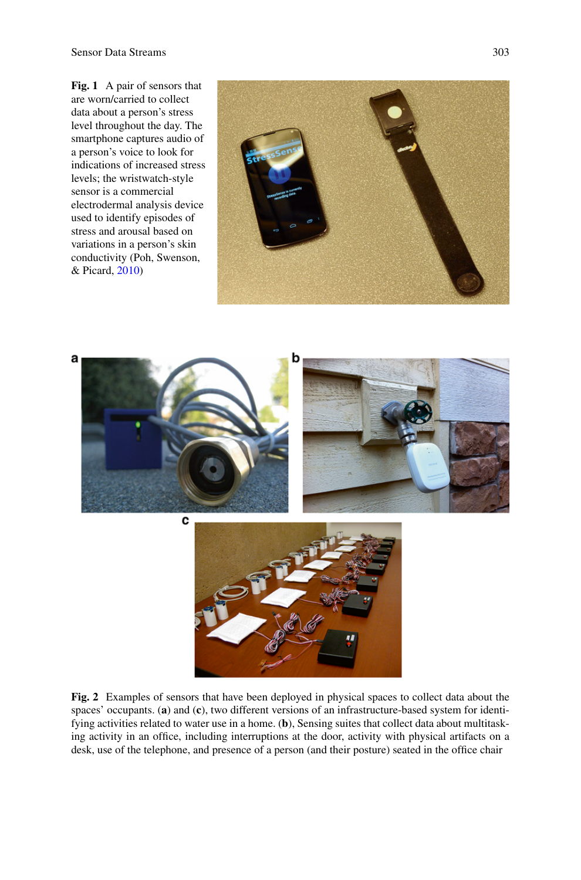**Fig. 1** A pair of sensors that are worn/carried to collect data about a person's stress level throughout the day. The smartphone captures audio of a person's voice to look for indications of increased stress levels; the wristwatch-style sensor is a commercial electrodermal analysis device used to identify episodes of stress and arousal based on variations in a person's skin conductivity (Poh, Swenson, & Picard, 2010)

**Fig. 2** Examples of sensors that have been deployed in physical spaces to collect data about the spaces' occupants. (**a**) and (**c**), two different versions of an infrastructure-based system for identifying activities related to water use in a home. (**b**), Sensing suites that collect data about multitasking activity in an office, including interruptions at the door, activity with physical artifacts on a desk, use of the telephone, and presence of a person (and their posture) seated in the office chair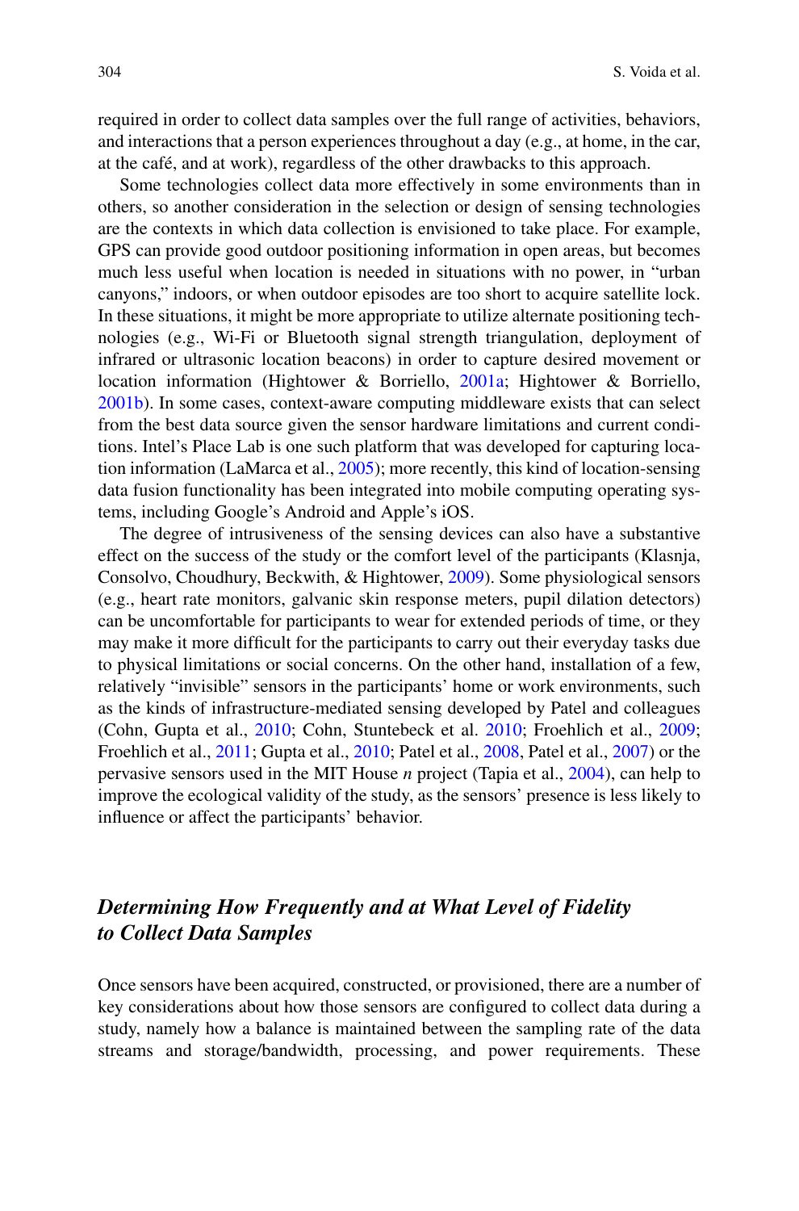required in order to collect data samples over the full range of activities, behaviors, and interactions that a person experiences throughout a day (e.g., at home, in the car, at the café, and at work), regardless of the other drawbacks to this approach.

Some technologies collect data more effectively in some environments than in others, so another consideration in the selection or design of sensing technologies are the contexts in which data collection is envisioned to take place. For example, GPS can provide good outdoor positioning information in open areas, but becomes much less useful when location is needed in situations with no power, in "urban canyons," indoors, or when outdoor episodes are too short to acquire satellite lock. In these situations, it might be more appropriate to utilize alternate positioning technologies (e.g., Wi-Fi or Bluetooth signal strength triangulation, deployment of infrared or ultrasonic location beacons) in order to capture desired movement or location information (Hightower & Borriello, 2001a; Hightower & Borriello, 2001b). In some cases, context-aware computing middleware exists that can select from the best data source given the sensor hardware limitations and current conditions. Intel's Place Lab is one such platform that was developed for capturing location information (LaMarca et al., 2005); more recently, this kind of location-sensing data fusion functionality has been integrated into mobile computing operating systems, including Google's Android and Apple's iOS.

The degree of intrusiveness of the sensing devices can also have a substantive effect on the success of the study or the comfort level of the participants (Klasnja, Consolvo, Choudhury, Beckwith, & Hightower, 2009). Some physiological sensors (e.g., heart rate monitors, galvanic skin response meters, pupil dilation detectors) can be uncomfortable for participants to wear for extended periods of time, or they may make it more difficult for the participants to carry out their everyday tasks due to physical limitations or social concerns. On the other hand, installation of a few, relatively "invisible" sensors in the participants' home or work environments, such as the kinds of infrastructure-mediated sensing developed by Patel and colleagues (Cohn, Gupta et al., 2010; Cohn, Stuntebeck et al. 2010; Froehlich et al., 2009; Froehlich et al., 2011; Gupta et al., 2010; Patel et al., 2008, Patel et al., 2007) or the pervasive sensors used in the MIT House *n* project (Tapia et al., 2004), can help to improve the ecological validity of the study, as the sensors' presence is less likely to influence or affect the participants' behavior.

## *Determining How Frequently and at What Level of Fidelity to Collect Data Samples*

Once sensors have been acquired, constructed, or provisioned, there are a number of key considerations about how those sensors are configured to collect data during a study, namely how a balance is maintained between the sampling rate of the data streams and storage/bandwidth, processing, and power requirements. These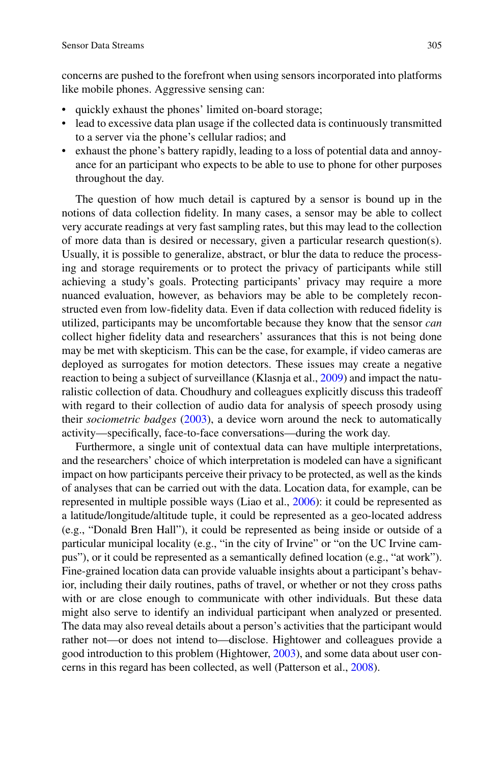concerns are pushed to the forefront when using sensors incorporated into platforms like mobile phones. Aggressive sensing can:

- quickly exhaust the phones' limited on-board storage;
- lead to excessive data plan usage if the collected data is continuously transmitted to a server via the phone's cellular radios; and
- exhaust the phone's battery rapidly, leading to a loss of potential data and annoyance for an participant who expects to be able to use to phone for other purposes throughout the day.

The question of how much detail is captured by a sensor is bound up in the notions of data collection fidelity. In many cases, a sensor may be able to collect very accurate readings at very fast sampling rates, but this may lead to the collection of more data than is desired or necessary, given a particular research question(s). Usually, it is possible to generalize, abstract, or blur the data to reduce the processing and storage requirements or to protect the privacy of participants while still achieving a study's goals. Protecting participants' privacy may require a more nuanced evaluation, however, as behaviors may be able to be completely reconstructed even from low-fidelity data. Even if data collection with reduced fidelity is utilized, participants may be uncomfortable because they know that the sensor *can* collect higher fidelity data and researchers' assurances that this is not being done may be met with skepticism. This can be the case, for example, if video cameras are deployed as surrogates for motion detectors. These issues may create a negative reaction to being a subject of surveillance (Klasnja et al., 2009) and impact the naturalistic collection of data. Choudhury and colleagues explicitly discuss this tradeoff with regard to their collection of audio data for analysis of speech prosody using their *sociometric badges* (2003), a device worn around the neck to automatically activity—specifically, face-to-face conversations—during the work day.

Furthermore, a single unit of contextual data can have multiple interpretations, and the researchers' choice of which interpretation is modeled can have a significant impact on how participants perceive their privacy to be protected, as well as the kinds of analyses that can be carried out with the data. Location data, for example, can be represented in multiple possible ways (Liao et al., 2006): it could be represented as a latitude/longitude/altitude tuple, it could be represented as a geo-located address (e.g., "Donald Bren Hall"), it could be represented as being inside or outside of a particular municipal locality (e.g., "in the city of Irvine" or "on the UC Irvine campus"), or it could be represented as a semantically defined location (e.g., "at work"). Fine-grained location data can provide valuable insights about a participant's behavior, including their daily routines, paths of travel, or whether or not they cross paths with or are close enough to communicate with other individuals. But these data might also serve to identify an individual participant when analyzed or presented. The data may also reveal details about a person's activities that the participant would rather not—or does not intend to—disclose. Hightower and colleagues provide a good introduction to this problem (Hightower, 2003), and some data about user concerns in this regard has been collected, as well (Patterson et al., 2008).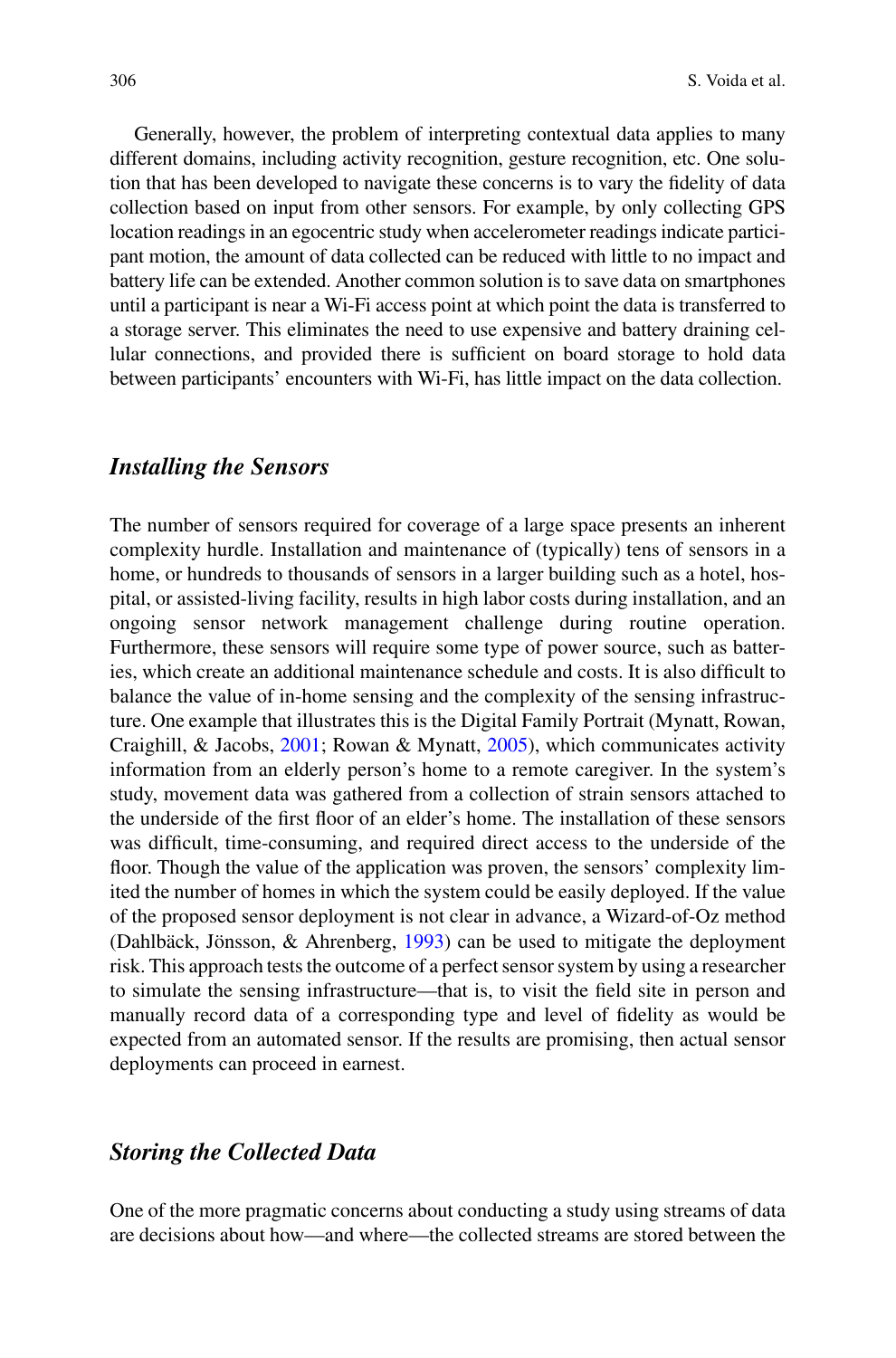Generally, however, the problem of interpreting contextual data applies to many different domains, including activity recognition, gesture recognition, etc. One solution that has been developed to navigate these concerns is to vary the fidelity of data collection based on input from other sensors. For example, by only collecting GPS location readings in an egocentric study when accelerometer readings indicate participant motion, the amount of data collected can be reduced with little to no impact and battery life can be extended. Another common solution is to save data on smartphones until a participant is near a Wi-Fi access point at which point the data is transferred to a storage server. This eliminates the need to use expensive and battery draining cellular connections, and provided there is sufficient on board storage to hold data between participants' encounters with Wi-Fi, has little impact on the data collection.

### *Installing the Sensors*

The number of sensors required for coverage of a large space presents an inherent complexity hurdle. Installation and maintenance of (typically) tens of sensors in a home, or hundreds to thousands of sensors in a larger building such as a hotel, hospital, or assisted-living facility, results in high labor costs during installation, and an ongoing sensor network management challenge during routine operation. Furthermore, these sensors will require some type of power source, such as batteries, which create an additional maintenance schedule and costs. It is also difficult to balance the value of in-home sensing and the complexity of the sensing infrastructure. One example that illustrates this is the Digital Family Portrait (Mynatt, Rowan, Craighill, & Jacobs, 2001; Rowan & Mynatt, 2005), which communicates activity information from an elderly person's home to a remote caregiver. In the system's study, movement data was gathered from a collection of strain sensors attached to the underside of the first floor of an elder's home. The installation of these sensors was difficult, time-consuming, and required direct access to the underside of the floor. Though the value of the application was proven, the sensors' complexity limited the number of homes in which the system could be easily deployed. If the value of the proposed sensor deployment is not clear in advance, a Wizard-of-Oz method (Dahlbäck, Jönsson, & Ahrenberg, 1993) can be used to mitigate the deployment risk. This approach tests the outcome of a perfect sensor system by using a researcher to simulate the sensing infrastructure—that is, to visit the field site in person and manually record data of a corresponding type and level of fidelity as would be expected from an automated sensor. If the results are promising, then actual sensor deployments can proceed in earnest.

### *Storing the Collected Data*

One of the more pragmatic concerns about conducting a study using streams of data are decisions about how—and where—the collected streams are stored between the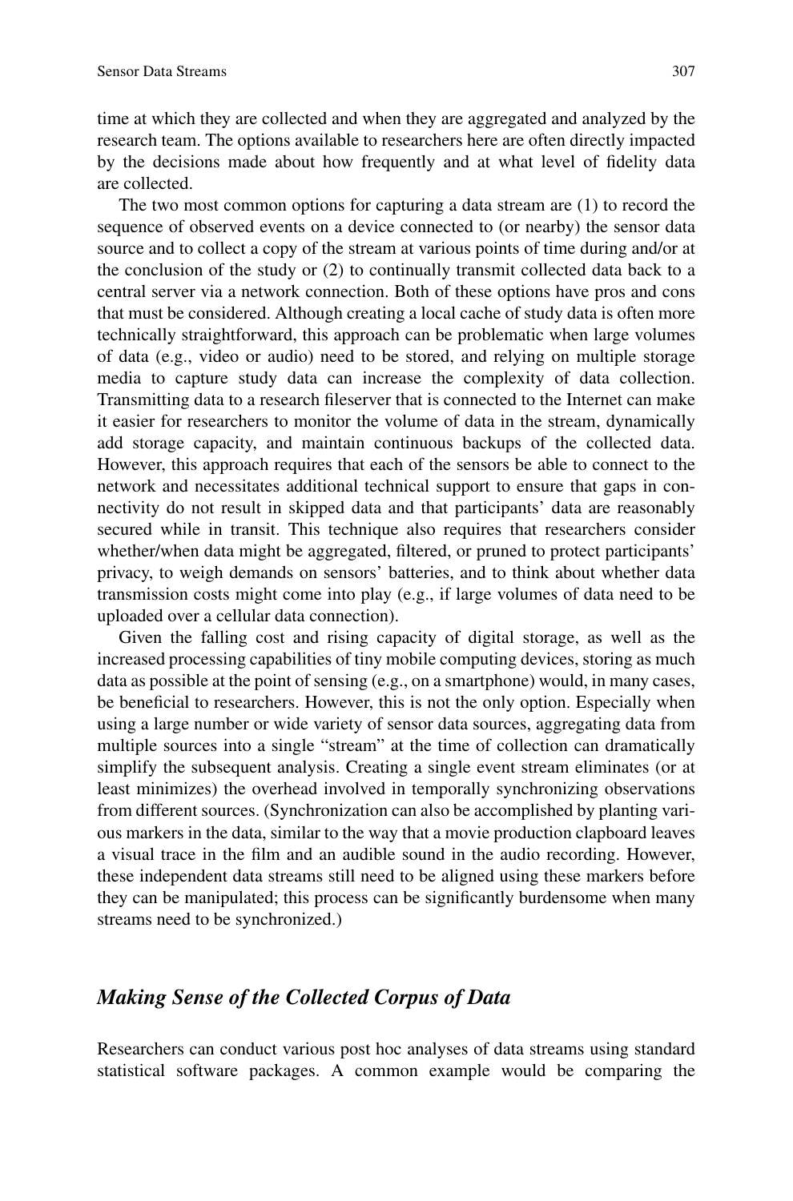time at which they are collected and when they are aggregated and analyzed by the research team. The options available to researchers here are often directly impacted by the decisions made about how frequently and at what level of fidelity data are collected.

The two most common options for capturing a data stream are (1) to record the sequence of observed events on a device connected to (or nearby) the sensor data source and to collect a copy of the stream at various points of time during and/or at the conclusion of the study or (2) to continually transmit collected data back to a central server via a network connection. Both of these options have pros and cons that must be considered. Although creating a local cache of study data is often more technically straightforward, this approach can be problematic when large volumes of data (e.g., video or audio) need to be stored, and relying on multiple storage media to capture study data can increase the complexity of data collection. Transmitting data to a research fileserver that is connected to the Internet can make it easier for researchers to monitor the volume of data in the stream, dynamically add storage capacity, and maintain continuous backups of the collected data. However, this approach requires that each of the sensors be able to connect to the network and necessitates additional technical support to ensure that gaps in connectivity do not result in skipped data and that participants' data are reasonably secured while in transit. This technique also requires that researchers consider whether/when data might be aggregated, filtered, or pruned to protect participants' privacy, to weigh demands on sensors' batteries, and to think about whether data transmission costs might come into play (e.g., if large volumes of data need to be uploaded over a cellular data connection).

Given the falling cost and rising capacity of digital storage, as well as the increased processing capabilities of tiny mobile computing devices, storing as much data as possible at the point of sensing (e.g., on a smartphone) would, in many cases, be beneficial to researchers. However, this is not the only option. Especially when using a large number or wide variety of sensor data sources, aggregating data from multiple sources into a single "stream" at the time of collection can dramatically simplify the subsequent analysis. Creating a single event stream eliminates (or at least minimizes) the overhead involved in temporally synchronizing observations from different sources. (Synchronization can also be accomplished by planting various markers in the data, similar to the way that a movie production clapboard leaves a visual trace in the film and an audible sound in the audio recording. However, these independent data streams still need to be aligned using these markers before they can be manipulated; this process can be significantly burdensome when many streams need to be synchronized.)

## *Making Sense of the Collected Corpus of Data*

Researchers can conduct various post hoc analyses of data streams using standard statistical software packages. A common example would be comparing the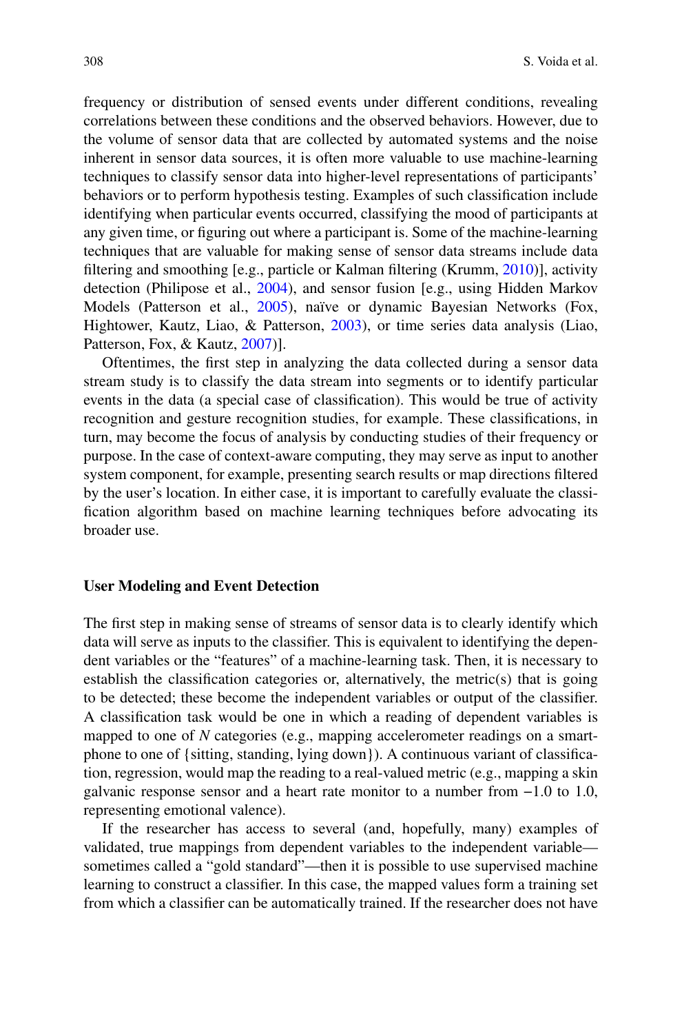frequency or distribution of sensed events under different conditions, revealing correlations between these conditions and the observed behaviors. However, due to the volume of sensor data that are collected by automated systems and the noise inherent in sensor data sources, it is often more valuable to use machine-learning techniques to classify sensor data into higher-level representations of participants' behaviors or to perform hypothesis testing. Examples of such classification include identifying when particular events occurred, classifying the mood of participants at any given time, or figuring out where a participant is. Some of the machine-learning techniques that are valuable for making sense of sensor data streams include data filtering and smoothing [e.g., particle or Kalman filtering (Krumm, 2010)], activity detection (Philipose et al., 2004), and sensor fusion [e.g., using Hidden Markov Models (Patterson et al., 2005), naïve or dynamic Bayesian Networks (Fox, Hightower, Kautz, Liao, & Patterson, 2003), or time series data analysis (Liao, Patterson, Fox, & Kautz, 2007)].

Oftentimes, the first step in analyzing the data collected during a sensor data stream study is to classify the data stream into segments or to identify particular events in the data (a special case of classification). This would be true of activity recognition and gesture recognition studies, for example. These classifications, in turn, may become the focus of analysis by conducting studies of their frequency or purpose. In the case of context-aware computing, they may serve as input to another system component, for example, presenting search results or map directions filtered by the user's location. In either case, it is important to carefully evaluate the classification algorithm based on machine learning techniques before advocating its broader use.

### User Modeling and Event Detection

The first step in making sense of streams of sensor data is to clearly identify which data will serve as inputs to the classifier. This is equivalent to identifying the dependent variables or the "features" of a machine-learning task. Then, it is necessary to establish the classification categories or, alternatively, the metric(s) that is going to be detected; these become the independent variables or output of the classifier. A classification task would be one in which a reading of dependent variables is mapped to one of $N$ categories (e.g., mapping accelerometer readings on a smartphone to one of {sitting, standing, lying down}). A continuous variant of classification, regression, would map the reading to a real-valued metric (e.g., mapping a skin galvanic response sensor and a heart rate monitor to a number from $-1.0$ to $1.0$, representing emotional valence).

If the researcher has access to several (and, hopefully, many) examples of validated, true mappings from dependent variables to the independent variable—sometimes called a "gold standard"—then it is possible to use supervised machine learning to construct a classifier. In this case, the mapped values form a training set from which a classifier can be automatically trained. If the researcher does not have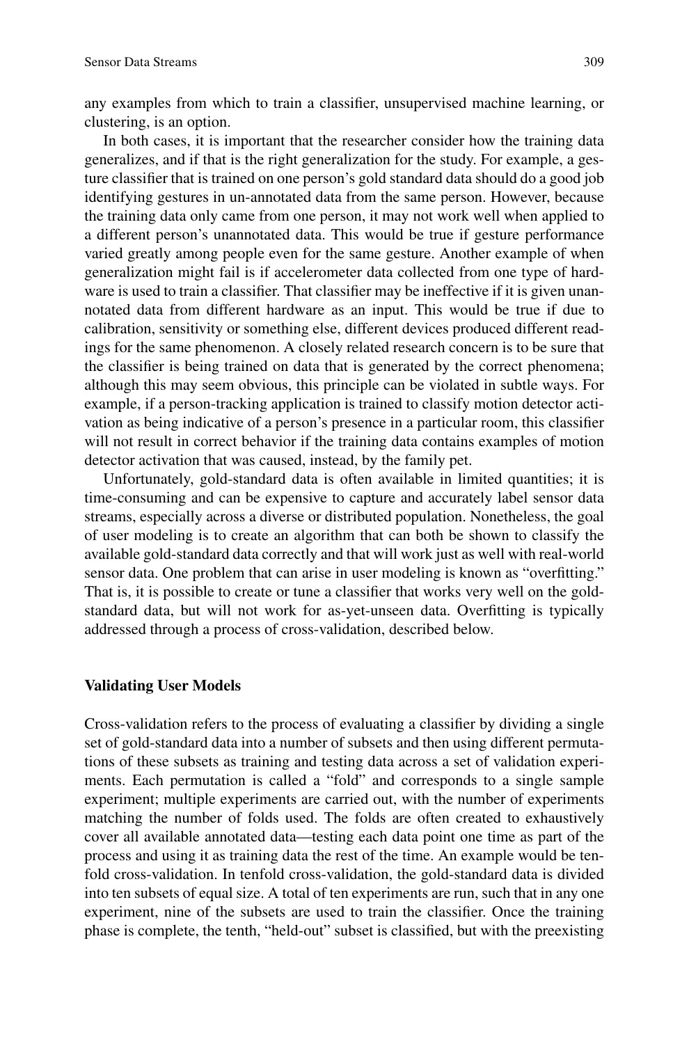any examples from which to train a classifier, unsupervised machine learning, or clustering, is an option.

In both cases, it is important that the researcher consider how the training data generalizes, and if that is the right generalization for the study. For example, a gesture classifier that is trained on one person's gold standard data should do a good job identifying gestures in un-annotated data from the same person. However, because the training data only came from one person, it may not work well when applied to a different person's unannotated data. This would be true if gesture performance varied greatly among people even for the same gesture. Another example of when generalization might fail is if accelerometer data collected from one type of hardware is used to train a classifier. That classifier may be ineffective if it is given unannotated data from different hardware as an input. This would be true if due to calibration, sensitivity or something else, different devices produced different readings for the same phenomenon. A closely related research concern is to be sure that the classifier is being trained on data that is generated by the correct phenomena; although this may seem obvious, this principle can be violated in subtle ways. For example, if a person-tracking application is trained to classify motion detector activation as being indicative of a person's presence in a particular room, this classifier will not result in correct behavior if the training data contains examples of motion detector activation that was caused, instead, by the family pet.

Unfortunately, gold-standard data is often available in limited quantities; it is time-consuming and can be expensive to capture and accurately label sensor data streams, especially across a diverse or distributed population. Nonetheless, the goal of user modeling is to create an algorithm that can both be shown to classify the available gold-standard data correctly and that will work just as well with real-world sensor data. One problem that can arise in user modeling is known as "overfitting." That is, it is possible to create or tune a classifier that works very well on the gold-standard data, but will not work for as-yet-unseen data. Overfitting is typically addressed through a process of cross-validation, described below.

### Validating User Models

Cross-validation refers to the process of evaluating a classifier by dividing a single set of gold-standard data into a number of subsets and then using different permutations of these subsets as training and testing data across a set of validation experiments. Each permutation is called a "fold" and corresponds to a single sample experiment; multiple experiments are carried out, with the number of experiments matching the number of folds used. The folds are often created to exhaustively cover all available annotated data—testing each data point one time as part of the process and using it as training data the rest of the time. An example would be tenfold cross-validation. In tenfold cross-validation, the gold-standard data is divided into ten subsets of equal size. A total of ten experiments are run, such that in any one experiment, nine of the subsets are used to train the classifier. Once the training phase is complete, the tenth, "held-out" subset is classified, but with the preexisting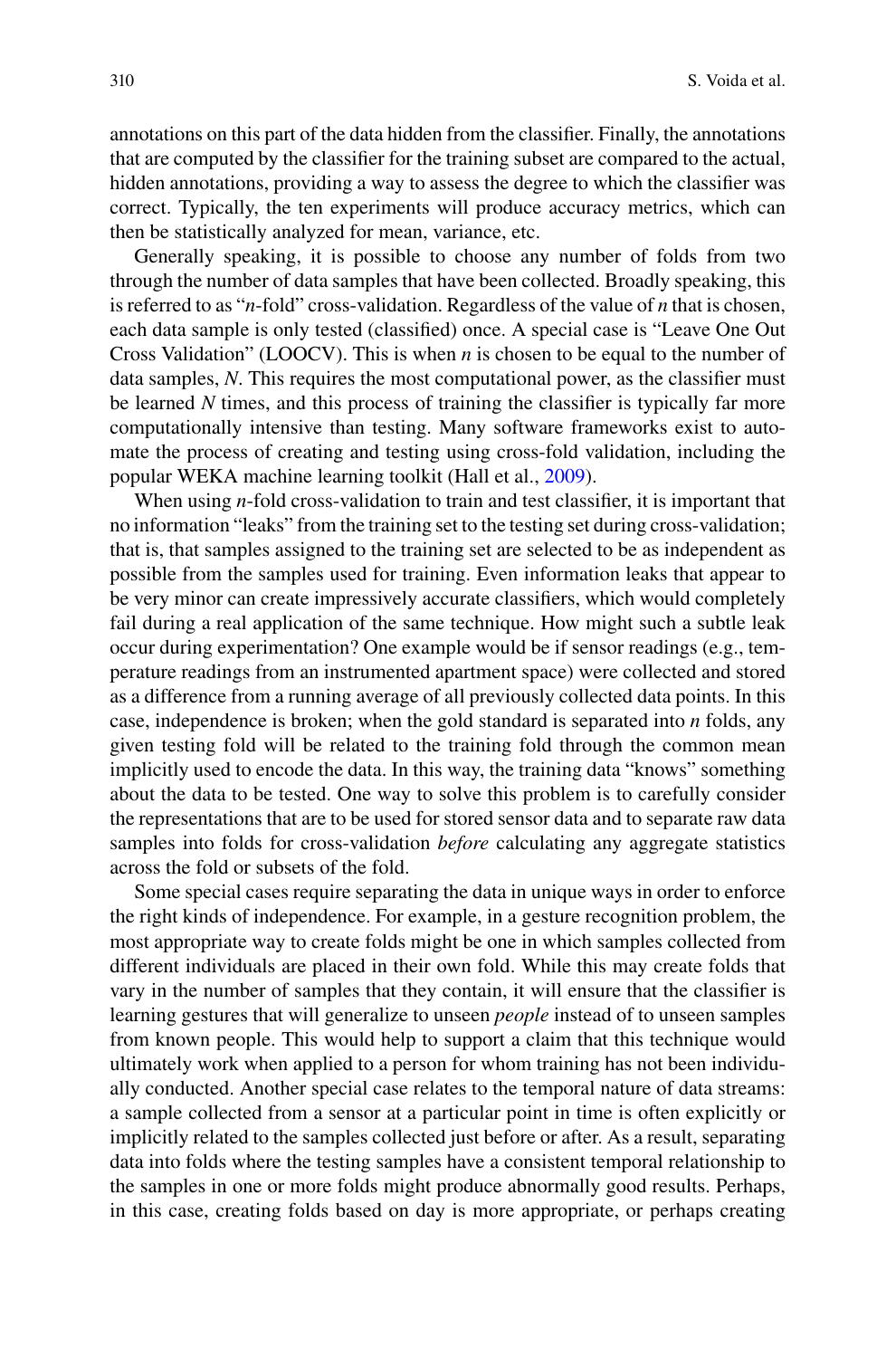annotations on this part of the data hidden from the classifier. Finally, the annotations that are computed by the classifier for the training subset are compared to the actual, hidden annotations, providing a way to assess the degree to which the classifier was correct. Typically, the ten experiments will produce accuracy metrics, which can then be statistically analyzed for mean, variance, etc.

Generally speaking, it is possible to choose any number of folds from two through the number of data samples that have been collected. Broadly speaking, this is referred to as "*n*-fold" cross-validation. Regardless of the value of *n* that is chosen, each data sample is only tested (classified) once. A special case is "Leave One Out Cross Validation" (LOOCV). This is when *n* is chosen to be equal to the number of data samples, *N*. This requires the most computational power, as the classifier must be learned *N* times, and this process of training the classifier is typically far more computationally intensive than testing. Many software frameworks exist to automate the process of creating and testing using cross-fold validation, including the popular WEKA machine learning toolkit (Hall et al., 2009).

When using *n*-fold cross-validation to train and test classifier, it is important that no information "leaks" from the training set to the testing set during cross-validation; that is, that samples assigned to the training set are selected to be as independent as possible from the samples used for training. Even information leaks that appear to be very minor can create impressively accurate classifiers, which would completely fail during a real application of the same technique. How might such a subtle leak occur during experimentation? One example would be if sensor readings (e.g., temperature readings from an instrumented apartment space) were collected and stored as a difference from a running average of all previously collected data points. In this case, independence is broken; when the gold standard is separated into *n* folds, any given testing fold will be related to the training fold through the common mean implicitly used to encode the data. In this way, the training data "knows" something about the data to be tested. One way to solve this problem is to carefully consider the representations that are to be used for stored sensor data and to separate raw data samples into folds for cross-validation *before* calculating any aggregate statistics across the fold or subsets of the fold.

Some special cases require separating the data in unique ways in order to enforce the right kinds of independence. For example, in a gesture recognition problem, the most appropriate way to create folds might be one in which samples collected from different individuals are placed in their own fold. While this may create folds that vary in the number of samples that they contain, it will ensure that the classifier is learning gestures that will generalize to unseen *people* instead of to unseen samples from known people. This would help to support a claim that this technique would ultimately work when applied to a person for whom training has not been individually conducted. Another special case relates to the temporal nature of data streams: a sample collected from a sensor at a particular point in time is often explicitly or implicitly related to the samples collected just before or after. As a result, separating data into folds where the testing samples have a consistent temporal relationship to the samples in one or more folds might produce abnormally good results. Perhaps, in this case, creating folds based on day is more appropriate, or perhaps creating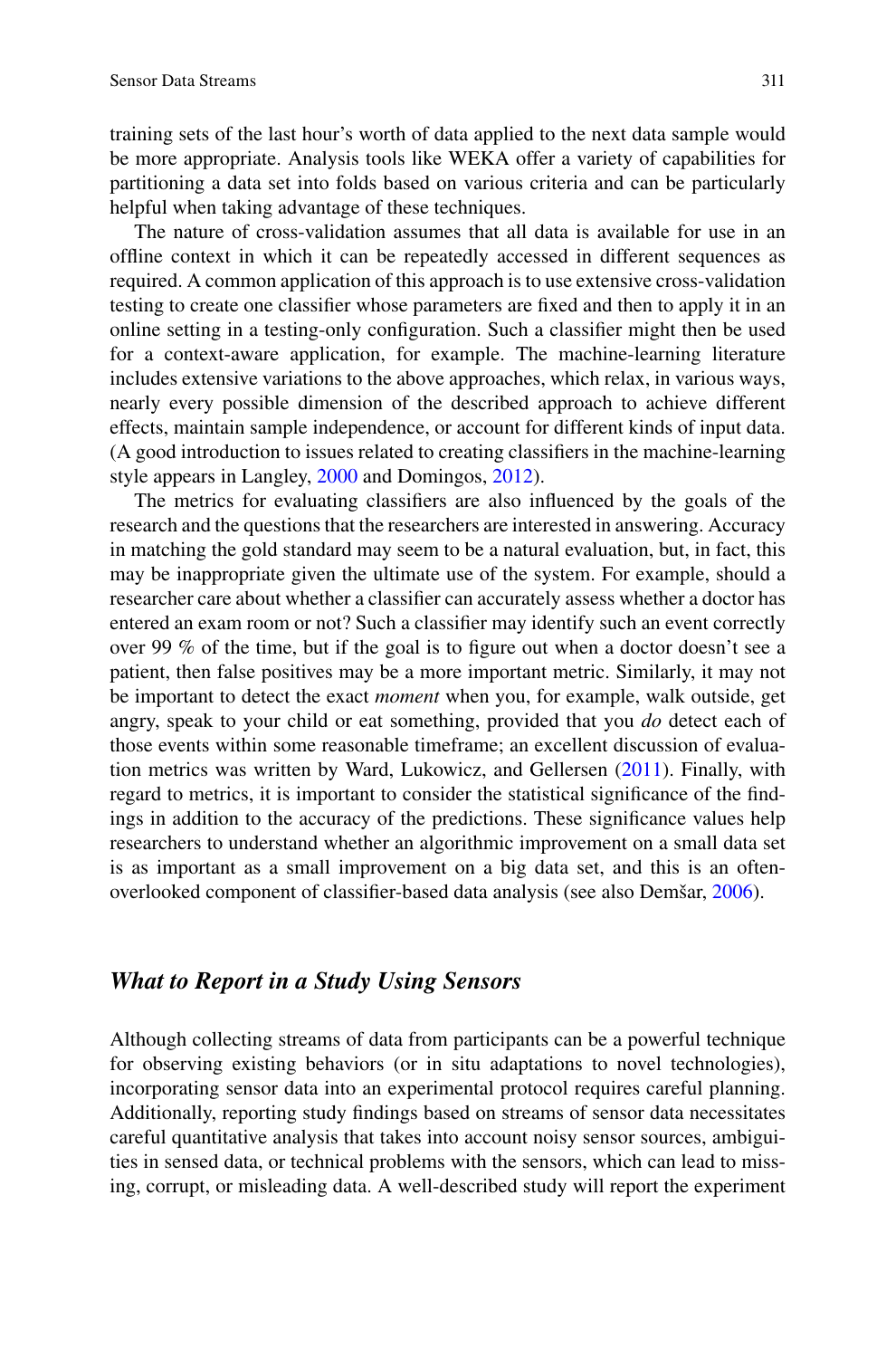training sets of the last hour's worth of data applied to the next data sample would be more appropriate. Analysis tools like WEKA offer a variety of capabilities for partitioning a data set into folds based on various criteria and can be particularly helpful when taking advantage of these techniques.

The nature of cross-validation assumes that all data is available for use in an offline context in which it can be repeatedly accessed in different sequences as required. A common application of this approach is to use extensive cross-validation testing to create one classifier whose parameters are fixed and then to apply it in an online setting in a testing-only configuration. Such a classifier might then be used for a context-aware application, for example. The machine-learning literature includes extensive variations to the above approaches, which relax, in various ways, nearly every possible dimension of the described approach to achieve different effects, maintain sample independence, or account for different kinds of input data. (A good introduction to issues related to creating classifiers in the machine-learning style appears in Langley, 2000 and Domingos, 2012).

The metrics for evaluating classifiers are also influenced by the goals of the research and the questions that the researchers are interested in answering. Accuracy in matching the gold standard may seem to be a natural evaluation, but, in fact, this may be inappropriate given the ultimate use of the system. For example, should a researcher care about whether a classifier can accurately assess whether a doctor has entered an exam room or not? Such a classifier may identify such an event correctly over 99 % of the time, but if the goal is to figure out when a doctor doesn't see a patient, then false positives may be a more important metric. Similarly, it may not be important to detect the exact *moment* when you, for example, walk outside, get angry, speak to your child or eat something, provided that you *do* detect each of those events within some reasonable timeframe; an excellent discussion of evaluation metrics was written by Ward, Lukowicz, and Gellersen (2011). Finally, with regard to metrics, it is important to consider the statistical significance of the findings in addition to the accuracy of the predictions. These significance values help researchers to understand whether an algorithmic improvement on a small data set is as important as a small improvement on a big data set, and this is an often-overlooked component of classifier-based data analysis (see also Demšar, 2006).

## *What to Report in a Study Using Sensors*

Although collecting streams of data from participants can be a powerful technique for observing existing behaviors (or in situ adaptations to novel technologies), incorporating sensor data into an experimental protocol requires careful planning. Additionally, reporting study findings based on streams of sensor data necessitates careful quantitative analysis that takes into account noisy sensor sources, ambiguities in sensed data, or technical problems with the sensors, which can lead to missing, corrupt, or misleading data. A well-described study will report the experiment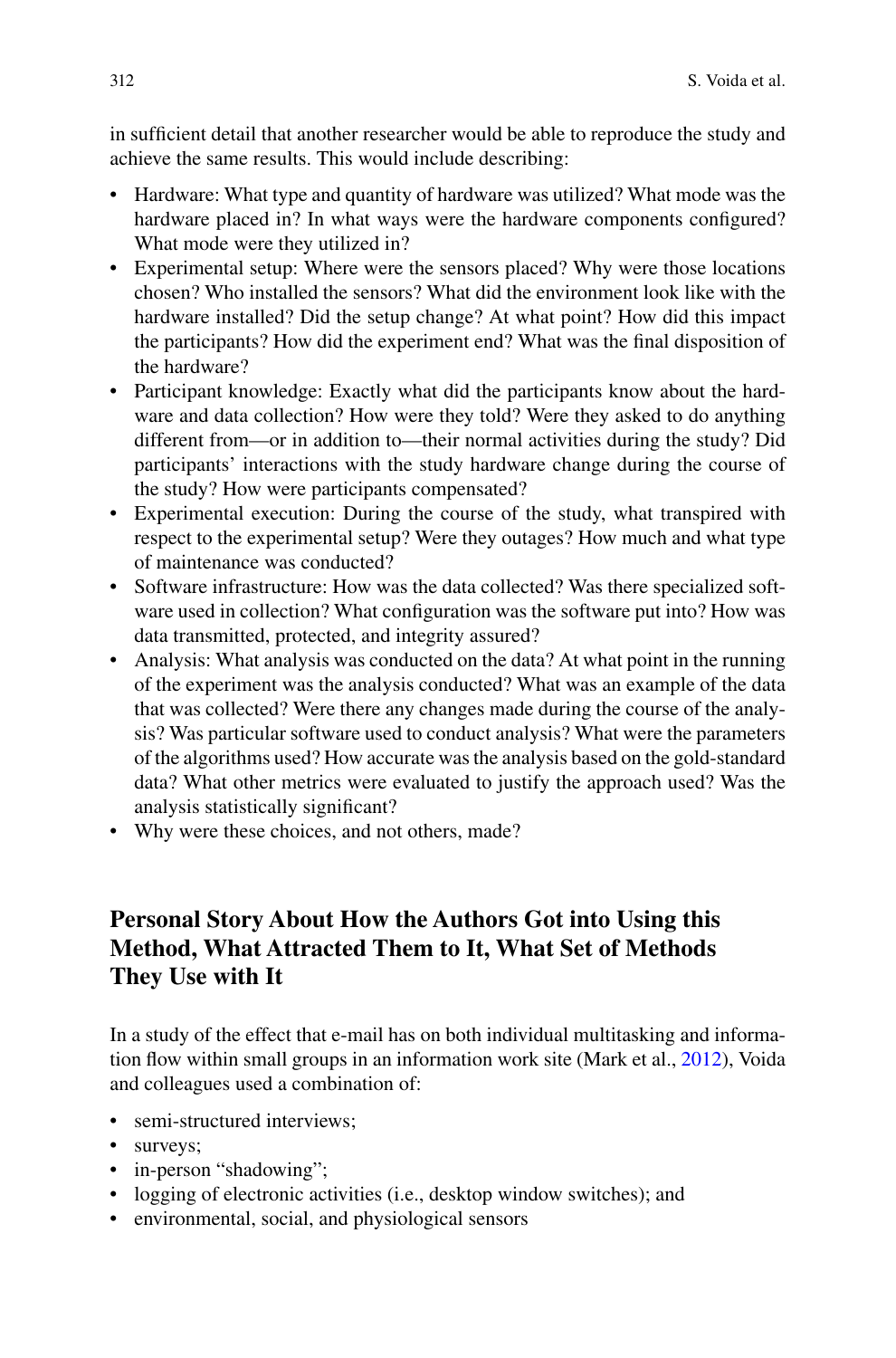in sufficient detail that another researcher would be able to reproduce the study and achieve the same results. This would include describing:

- Hardware: What type and quantity of hardware was utilized? What mode was the hardware placed in? In what ways were the hardware components configured? What mode were they utilized in?
- Experimental setup: Where were the sensors placed? Why were those locations chosen? Who installed the sensors? What did the environment look like with the hardware installed? Did the setup change? At what point? How did this impact the participants? How did the experiment end? What was the final disposition of the hardware?
- Participant knowledge: Exactly what did the participants know about the hardware and data collection? How were they told? Were they asked to do anything different from—or in addition to—their normal activities during the study? Did participants' interactions with the study hardware change during the course of the study? How were participants compensated?
- Experimental execution: During the course of the study, what transpired with respect to the experimental setup? Were they outages? How much and what type of maintenance was conducted?
- Software infrastructure: How was the data collected? Was there specialized software used in collection? What configuration was the software put into? How was data transmitted, protected, and integrity assured?
- Analysis: What analysis was conducted on the data? At what point in the running of the experiment was the analysis conducted? What was an example of the data that was collected? Were there any changes made during the course of the analysis? Was particular software used to conduct analysis? What were the parameters of the algorithms used? How accurate was the analysis based on the gold-standard data? What other metrics were evaluated to justify the approach used? Was the analysis statistically significant?
- Why were these choices, and not others, made?

## Personal Story About How the Authors Got into Using this Method, What Attracted Them to It, What Set of Methods They Use with It

In a study of the effect that e-mail has on both individual multitasking and information flow within small groups in an information work site (Mark et al., 2012), Voida and colleagues used a combination of:

- semi-structured interviews;
- surveys;
- in-person "shadowing";
- logging of electronic activities (i.e., desktop window switches); and
- environmental, social, and physiological sensors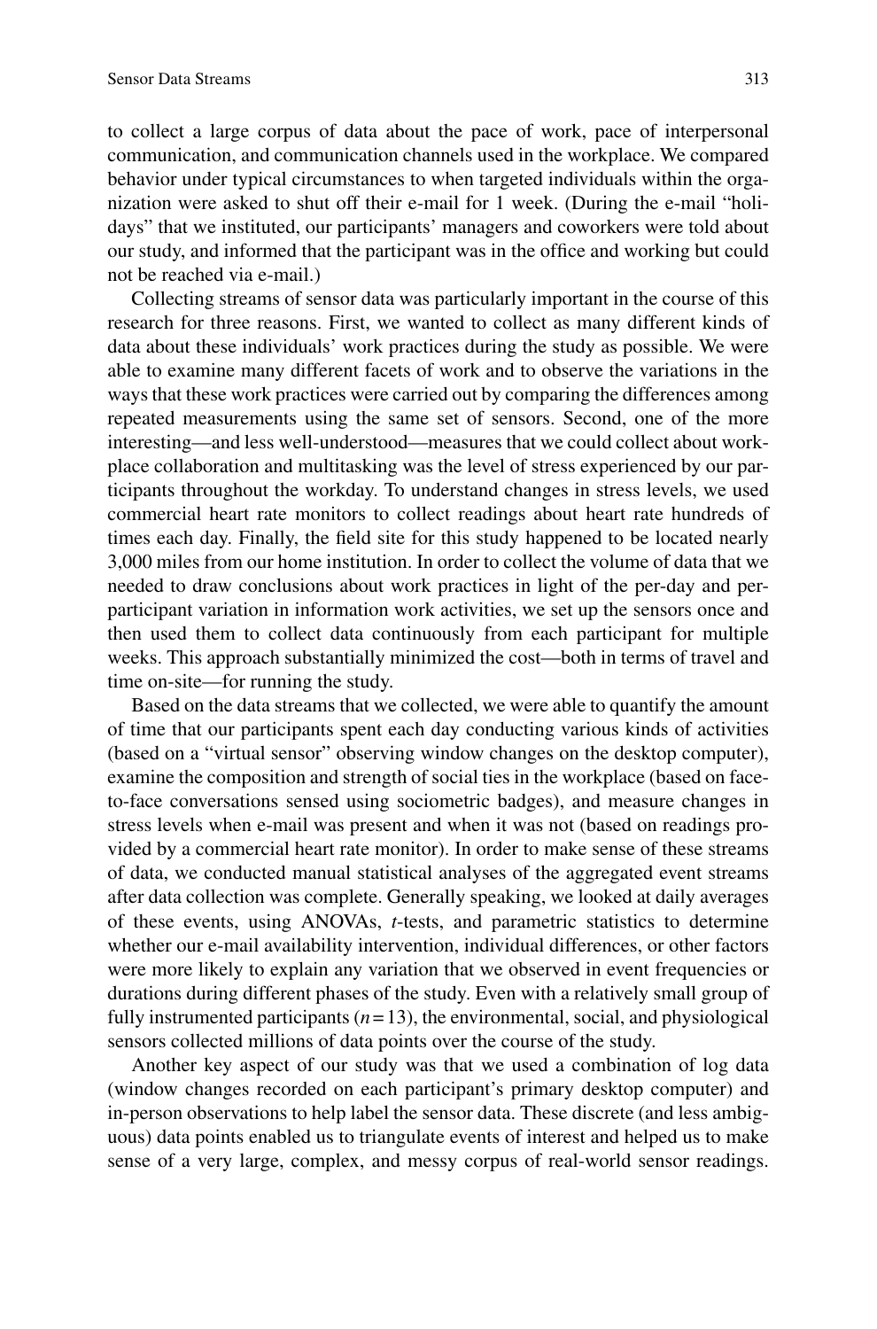to collect a large corpus of data about the pace of work, pace of interpersonal communication, and communication channels used in the workplace. We compared behavior under typical circumstances to when targeted individuals within the organization were asked to shut off their e-mail for 1 week. (During the e-mail "holidays" that we instituted, our participants' managers and coworkers were told about our study, and informed that the participant was in the office and working but could not be reached via e-mail.)

Collecting streams of sensor data was particularly important in the course of this research for three reasons. First, we wanted to collect as many different kinds of data about these individuals' work practices during the study as possible. We were able to examine many different facets of work and to observe the variations in the ways that these work practices were carried out by comparing the differences among repeated measurements using the same set of sensors. Second, one of the more interesting—and less well-understood—measures that we could collect about workplace collaboration and multitasking was the level of stress experienced by our participants throughout the workday. To understand changes in stress levels, we used commercial heart rate monitors to collect readings about heart rate hundreds of times each day. Finally, the field site for this study happened to be located nearly 3,000 miles from our home institution. In order to collect the volume of data that we needed to draw conclusions about work practices in light of the per-day and per-participant variation in information work activities, we set up the sensors once and then used them to collect data continuously from each participant for multiple weeks. This approach substantially minimized the cost—both in terms of travel and time on-site—for running the study.

Based on the data streams that we collected, we were able to quantify the amount of time that our participants spent each day conducting various kinds of activities (based on a "virtual sensor" observing window changes on the desktop computer), examine the composition and strength of social ties in the workplace (based on face-to-face conversations sensed using sociometric badges), and measure changes in stress levels when e-mail was present and when it was not (based on readings provided by a commercial heart rate monitor). In order to make sense of these streams of data, we conducted manual statistical analyses of the aggregated event streams after data collection was complete. Generally speaking, we looked at daily averages of these events, using ANOVAs, *t*-tests, and parametric statistics to determine whether our e-mail availability intervention, individual differences, or other factors were more likely to explain any variation that we observed in event frequencies or durations during different phases of the study. Even with a relatively small group of fully instrumented participants ($n = 13$), the environmental, social, and physiological sensors collected millions of data points over the course of the study.

Another key aspect of our study was that we used a combination of log data (window changes recorded on each participant's primary desktop computer) and in-person observations to help label the sensor data. These discrete (and less ambiguous) data points enabled us to triangulate events of interest and helped us to make sense of a very large, complex, and messy corpus of real-world sensor readings.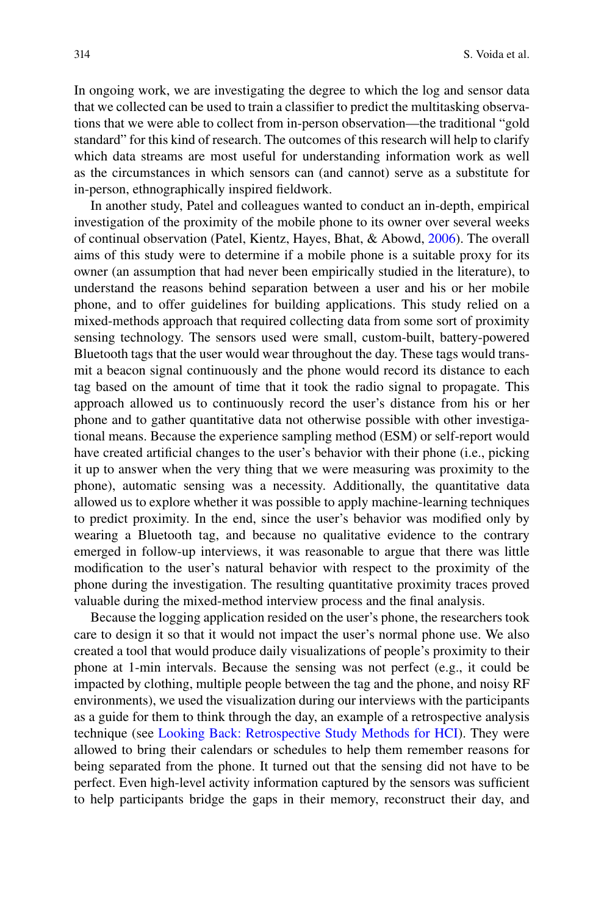In ongoing work, we are investigating the degree to which the log and sensor data that we collected can be used to train a classifier to predict the multitasking observations that we were able to collect from in-person observation—the traditional "gold standard" for this kind of research. The outcomes of this research will help to clarify which data streams are most useful for understanding information work as well as the circumstances in which sensors can (and cannot) serve as a substitute for in-person, ethnographically inspired fieldwork.

In another study, Patel and colleagues wanted to conduct an in-depth, empirical investigation of the proximity of the mobile phone to its owner over several weeks of continual observation (Patel, Kientz, Hayes, Bhat, & Abowd, 2006). The overall aims of this study were to determine if a mobile phone is a suitable proxy for its owner (an assumption that had never been empirically studied in the literature), to understand the reasons behind separation between a user and his or her mobile phone, and to offer guidelines for building applications. This study relied on a mixed-methods approach that required collecting data from some sort of proximity sensing technology. The sensors used were small, custom-built, battery-powered Bluetooth tags that the user would wear throughout the day. These tags would transmit a beacon signal continuously and the phone would record its distance to each tag based on the amount of time that it took the radio signal to propagate. This approach allowed us to continuously record the user's distance from his or her phone and to gather quantitative data not otherwise possible with other investigational means. Because the experience sampling method (ESM) or self-report would have created artificial changes to the user's behavior with their phone (i.e., picking it up to answer when the very thing that we were measuring was proximity to the phone), automatic sensing was a necessity. Additionally, the quantitative data allowed us to explore whether it was possible to apply machine-learning techniques to predict proximity. In the end, since the user's behavior was modified only by wearing a Bluetooth tag, and because no qualitative evidence to the contrary emerged in follow-up interviews, it was reasonable to argue that there was little modification to the user's natural behavior with respect to the proximity of the phone during the investigation. The resulting quantitative proximity traces proved valuable during the mixed-method interview process and the final analysis.

Because the logging application resided on the user's phone, the researchers took care to design it so that it would not impact the user's normal phone use. We also created a tool that would produce daily visualizations of people's proximity to their phone at 1-min intervals. Because the sensing was not perfect (e.g., it could be impacted by clothing, multiple people between the tag and the phone, and noisy RF environments), we used the visualization during our interviews with the participants as a guide for them to think through the day, an example of a retrospective analysis technique (see Looking Back: Retrospective Study Methods for HCI). They were allowed to bring their calendars or schedules to help them remember reasons for being separated from the phone. It turned out that the sensing did not have to be perfect. Even high-level activity information captured by the sensors was sufficient to help participants bridge the gaps in their memory, reconstruct their day, and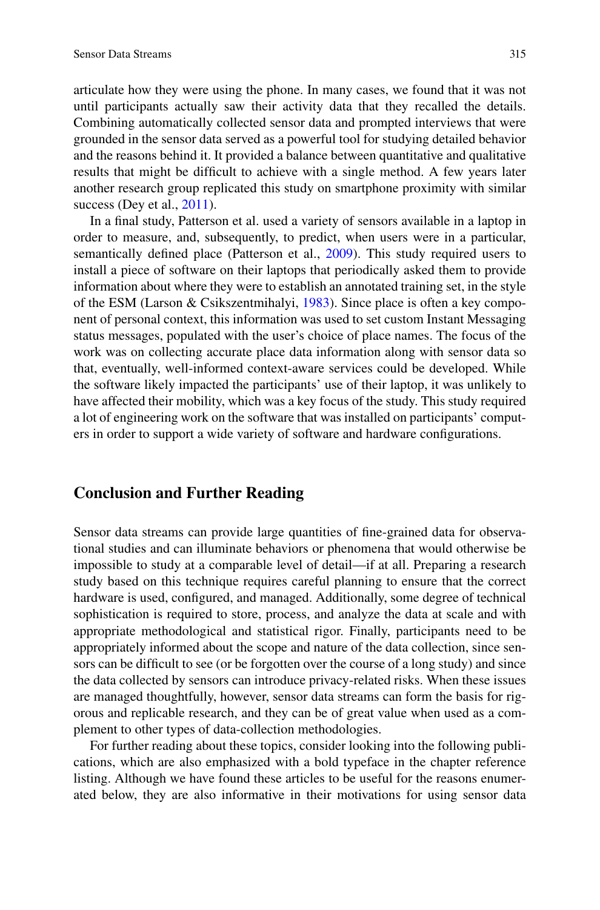articulate how they were using the phone. In many cases, we found that it was not until participants actually saw their activity data that they recalled the details. Combining automatically collected sensor data and prompted interviews that were grounded in the sensor data served as a powerful tool for studying detailed behavior and the reasons behind it. It provided a balance between quantitative and qualitative results that might be difficult to achieve with a single method. A few years later another research group replicated this study on smartphone proximity with similar success (Dey et al., 2011).

In a final study, Patterson et al. used a variety of sensors available in a laptop in order to measure, and, subsequently, to predict, when users were in a particular, semantically defined place (Patterson et al., 2009). This study required users to install a piece of software on their laptops that periodically asked them to provide information about where they were to establish an annotated training set, in the style of the ESM (Larson & Csikszentmihalyi, 1983). Since place is often a key component of personal context, this information was used to set custom Instant Messaging status messages, populated with the user's choice of place names. The focus of the work was on collecting accurate place data information along with sensor data so that, eventually, well-informed context-aware services could be developed. While the software likely impacted the participants' use of their laptop, it was unlikely to have affected their mobility, which was a key focus of the study. This study required a lot of engineering work on the software that was installed on participants' computers in order to support a wide variety of software and hardware configurations.

## Conclusion and Further Reading

Sensor data streams can provide large quantities of fine-grained data for observational studies and can illuminate behaviors or phenomena that would otherwise be impossible to study at a comparable level of detail—if at all. Preparing a research study based on this technique requires careful planning to ensure that the correct hardware is used, configured, and managed. Additionally, some degree of technical sophistication is required to store, process, and analyze the data at scale and with appropriate methodological and statistical rigor. Finally, participants need to be appropriately informed about the scope and nature of the data collection, since sensors can be difficult to see (or be forgotten over the course of a long study) and since the data collected by sensors can introduce privacy-related risks. When these issues are managed thoughtfully, however, sensor data streams can form the basis for rigorous and replicable research, and they can be of great value when used as a complement to other types of data-collection methodologies.

For further reading about these topics, consider looking into the following publications, which are also emphasized with a bold typeface in the chapter reference listing. Although we have found these articles to be useful for the reasons enumerated below, they are also informative in their motivations for using sensor data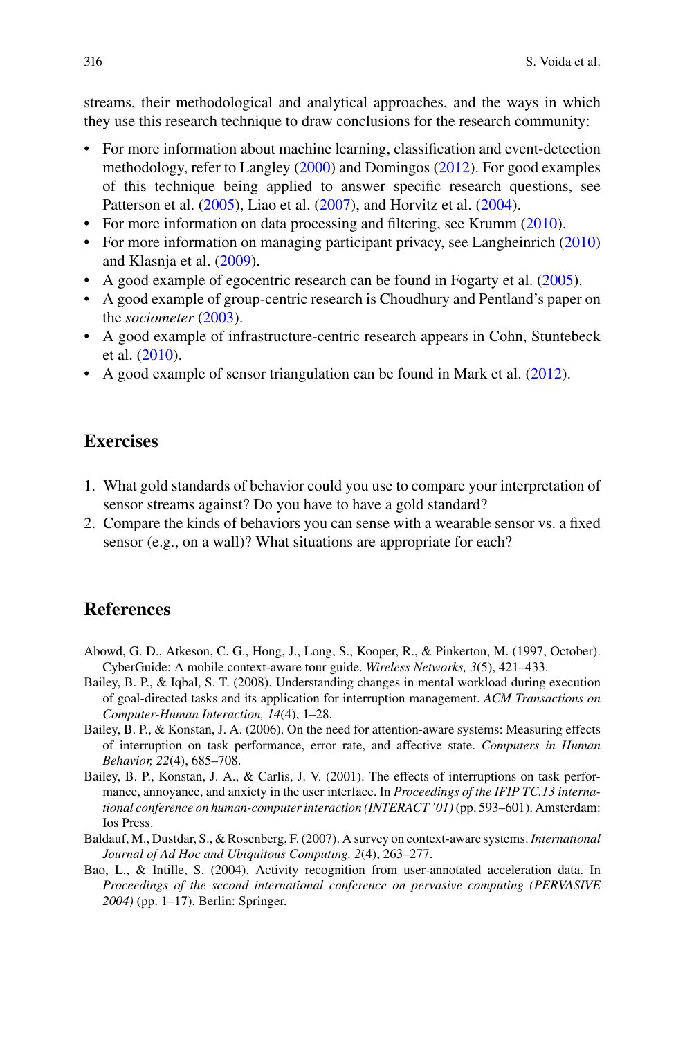streams, their methodological and analytical approaches, and the ways in which they use this research technique to draw conclusions for the research community:

- For more information about machine learning, classification and event-detection methodology, refer to Langley (2000) and Domingos (2012). For good examples of this technique being applied to answer specific research questions, see Patterson et al. (2005), Liao et al. (2007), and Horvitz et al. (2004).
- For more information on data processing and filtering, see Krumm (2010).
- For more information on managing participant privacy, see Langheinrich (2010) and Klasnja et al. (2009).
- A good example of egocentric research can be found in Fogarty et al. (2005).
- A good example of group-centric research is Choudhury and Pentland's paper on the *sociometer* (2003).
- A good example of infrastructure-centric research appears in Cohn, Stuntebeck et al. (2010).
- A good example of sensor triangulation can be found in Mark et al. (2012).

## Exercises

1. What gold standards of behavior could you use to compare your interpretation of sensor streams against? Do you have to have a gold standard?
2. Compare the kinds of behaviors you can sense with a wearable sensor vs. a fixed sensor (e.g., on a wall)? What situations are appropriate for each?

## References

Abowd, G. D., Atkeson, C. G., Hong, J., Long, S., Kooper, R., & Pinkerton, M. (1997, October). CyberGuide: A mobile context-aware tour guide. *Wireless Networks, 3*(5), 421–433.

Bailey, B. P., & Iqbal, S. T. (2008). Understanding changes in mental workload during execution of goal-directed tasks and its application for interruption management. *ACM Transactions on Computer-Human Interaction, 14*(4), 1–28.

Bailey, B. P., & Konstan, J. A. (2006). On the need for attention-aware systems: Measuring effects of interruption on task performance, error rate, and affective state. *Computers in Human Behavior, 22*(4), 685–708.

Bailey, B. P., Konstan, J. A., & Carlis, J. V. (2001). The effects of interruptions on task performance, annoyance, and anxiety in the user interface. In *Proceedings of the IFIP TC.13 international conference on human-computer interaction (INTERACT '01)* (pp. 593–601). Amsterdam: Ios Press.

Baldauf, M., Dustdar, S., & Rosenberg, F. (2007). A survey on context-aware systems. *International Journal of Ad Hoc and Ubiquitous Computing, 2*(4), 263–277.

Bao, L., & Intille, S. (2004). Activity recognition from user-annotated acceleration data. In *Proceedings of the second international conference on pervasive computing (PERVASIVE 2004)* (pp. 1–17). Berlin: Springer.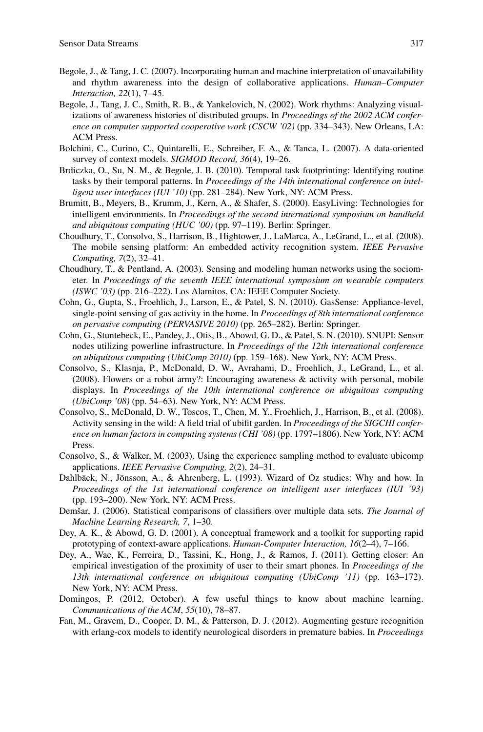Begole, J., & Tang, J. C. (2007). Incorporating human and machine interpretation of unavailability and rhythm awareness into the design of collaborative applications. *Human–Computer Interaction, 22*(1), 7–45.

Begole, J., Tang, J. C., Smith, R. B., & Yankelovich, N. (2002). Work rhythms: Analyzing visualizations of awareness histories of distributed groups. In *Proceedings of the 2002 ACM conference on computer supported cooperative work (CSCW '02)* (pp. 334–343). New Orleans, LA: ACM Press.

Bolchini, C., Curino, C., Quintarelli, E., Schreiber, F. A., & Tanca, L. (2007). A data-oriented survey of context models. *SIGMOD Record, 36*(4), 19–26.

Brdiczka, O., Su, N. M., & Begole, J. B. (2010). Temporal task footprinting: Identifying routine tasks by their temporal patterns. In *Proceedings of the 14th international conference on intelligent user interfaces (IUI '10)* (pp. 281–284). New York, NY: ACM Press.

Brumitt, B., Meyers, B., Krumm, J., Kern, A., & Shafer, S. (2000). EasyLiving: Technologies for intelligent environments. In *Proceedings of the second international symposium on handheld and ubiquitous computing (HUC '00)* (pp. 97–119). Berlin: Springer.

Choudhury, T., Consolvo, S., Harrison, B., Hightower, J., LaMarca, A., LeGrand, L., et al. (2008). The mobile sensing platform: An embedded activity recognition system. *IEEE Pervasive Computing, 7*(2), 32–41.

Choudhury, T., & Pentland, A. (2003). Sensing and modeling human networks using the sociometer. In *Proceedings of the seventh IEEE international symposium on wearable computers (ISWC '03)* (pp. 216–222). Los Alamitos, CA: IEEE Computer Society.

Cohn, G., Gupta, S., Froehlich, J., Larson, E., & Patel, S. N. (2010). GasSense: Appliance-level, single-point sensing of gas activity in the home. In *Proceedings of 8th international conference on pervasive computing (PERVASIVE 2010)* (pp. 265–282). Berlin: Springer.

Cohn, G., Stuntebeck, E., Pandey, J., Otis, B., Abowd, G. D., & Patel, S. N. (2010). SNUPI: Sensor nodes utilizing powerline infrastructure. In *Proceedings of the 12th international conference on ubiquitous computing (UbiComp 2010)* (pp. 159–168). New York, NY: ACM Press.

Consolvo, S., Klasnja, P., McDonald, D. W., Avrahami, D., Froehlich, J., LeGrand, L., et al. (2008). Flowers or a robot army?: Encouraging awareness & activity with personal, mobile displays. In *Proceedings of the 10th international conference on ubiquitous computing (UbiComp '08)* (pp. 54–63). New York, NY: ACM Press.

Consolvo, S., McDonald, D. W., Toscos, T., Chen, M. Y., Froehlich, J., Harrison, B., et al. (2008). Activity sensing in the wild: A field trial of ubifit garden. In *Proceedings of the SIGCHI conference on human factors in computing systems (CHI '08)* (pp. 1797–1806). New York, NY: ACM Press.

Consolvo, S., & Walker, M. (2003). Using the experience sampling method to evaluate ubicomp applications. *IEEE Pervasive Computing, 2*(2), 24–31.

Dahlbäck, N., Jönsson, A., & Ahrenberg, L. (1993). Wizard of Oz studies: Why and how. In *Proceedings of the 1st international conference on intelligent user interfaces (IUI '93)* (pp. 193–200). New York, NY: ACM Press.

Demšar, J. (2006). Statistical comparisons of classifiers over multiple data sets. *The Journal of Machine Learning Research, 7*, 1–30.

Dey, A. K., & Abowd, G. D. (2001). A conceptual framework and a toolkit for supporting rapid prototyping of context-aware applications. *Human-Computer Interaction, 16*(2–4), 7–166.

Dey, A., Wac, K., Ferreira, D., Tassini, K., Hong, J., & Ramos, J. (2011). Getting closer: An empirical investigation of the proximity of user to their smart phones. In *Proceedings of the 13th international conference on ubiquitous computing (UbiComp '11)* (pp. 163–172). New York, NY: ACM Press.

Domingos, P. (2012, October). A few useful things to know about machine learning. *Communications of the ACM*, *55*(10), 78–87.

Fan, M., Gravem, D., Cooper, D. M., & Patterson, D. J. (2012). Augmenting gesture recognition with erlang-cox models to identify neurological disorders in premature babies. In *Proceedings*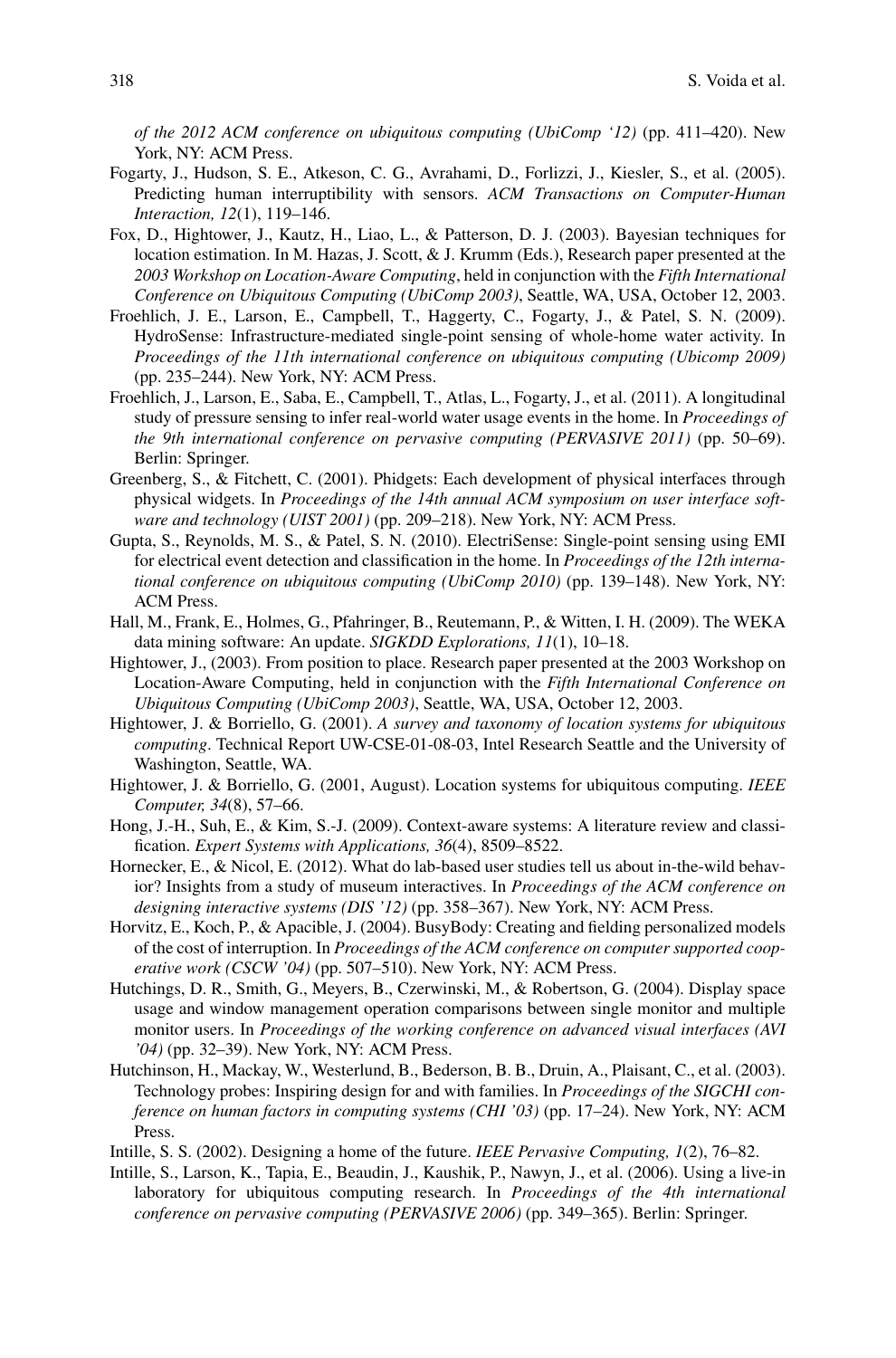*of the 2012 ACM conference on ubiquitous computing (UbiComp '12)* (pp. 411–420). New York, NY: ACM Press.

Fogarty, J., Hudson, S. E., Atkeson, C. G., Avrahami, D., Forlizzi, J., Kiesler, S., et al. (2005). Predicting human interruptibility with sensors. *ACM Transactions on Computer-Human Interaction, 12*(1), 119–146.

Fox, D., Hightower, J., Kautz, H., Liao, L., & Patterson, D. J. (2003). Bayesian techniques for location estimation. In M. Hazas, J. Scott, & J. Krumm (Eds.), Research paper presented at the *2003 Workshop on Location-Aware Computing*, held in conjunction with the *Fifth International Conference on Ubiquitous Computing (UbiComp 2003)*, Seattle, WA, USA, October 12, 2003.

Froehlich, J. E., Larson, E., Campbell, T., Haggerty, C., Fogarty, J., & Patel, S. N. (2009). HydroSense: Infrastructure-mediated single-point sensing of whole-home water activity. In *Proceedings of the 11th international conference on ubiquitous computing (Ubicomp 2009)* (pp. 235–244). New York, NY: ACM Press.

Froehlich, J., Larson, E., Saba, E., Campbell, T., Atlas, L., Fogarty, J., et al. (2011). A longitudinal study of pressure sensing to infer real-world water usage events in the home. In *Proceedings of the 9th international conference on pervasive computing (PERVASIVE 2011)* (pp. 50–69). Berlin: Springer.

Greenberg, S., & Fitchett, C. (2001). Phidgets: Each development of physical interfaces through physical widgets. In *Proceedings of the 14th annual ACM symposium on user interface software and technology (UIST 2001)* (pp. 209–218). New York, NY: ACM Press.

Gupta, S., Reynolds, M. S., & Patel, S. N. (2010). ElectriSense: Single-point sensing using EMI for electrical event detection and classification in the home. In *Proceedings of the 12th international conference on ubiquitous computing (UbiComp 2010)* (pp. 139–148). New York, NY: ACM Press.

Hall, M., Frank, E., Holmes, G., Pfahringer, B., Reutemann, P., & Witten, I. H. (2009). The WEKA data mining software: An update. *SIGKDD Explorations, 11*(1), 10–18.

Hightower, J., (2003). From position to place. Research paper presented at the 2003 Workshop on Location-Aware Computing, held in conjunction with the *Fifth International Conference on Ubiquitous Computing (UbiComp 2003)*, Seattle, WA, USA, October 12, 2003.

Hightower, J. & Borriello, G. (2001). *A survey and taxonomy of location systems for ubiquitous computing*. Technical Report UW-CSE-01-08-03, Intel Research Seattle and the University of Washington, Seattle, WA.

Hightower, J. & Borriello, G. (2001, August). Location systems for ubiquitous computing. *IEEE Computer, 34*(8), 57–66.

Hong, J.-H., Suh, E., & Kim, S.-J. (2009). Context-aware systems: A literature review and classification. *Expert Systems with Applications, 36*(4), 8509–8522.

Hornecker, E., & Nicol, E. (2012). What do lab-based user studies tell us about in-the-wild behavior? Insights from a study of museum interactives. In *Proceedings of the ACM conference on designing interactive systems (DIS '12)* (pp. 358–367). New York, NY: ACM Press.

Horvitz, E., Koch, P., & Apacible, J. (2004). BusyBody: Creating and fielding personalized models of the cost of interruption. In *Proceedings of the ACM conference on computer supported cooperative work (CSCW '04)* (pp. 507–510). New York, NY: ACM Press.

Hutchings, D. R., Smith, G., Meyers, B., Czerwinski, M., & Robertson, G. (2004). Display space usage and window management operation comparisons between single monitor and multiple monitor users. In *Proceedings of the working conference on advanced visual interfaces (AVI '04)* (pp. 32–39). New York, NY: ACM Press.

Hutchinson, H., Mackay, W., Westerlund, B., Bederson, B. B., Druin, A., Plaisant, C., et al. (2003). Technology probes: Inspiring design for and with families. In *Proceedings of the SIGCHI conference on human factors in computing systems (CHI '03)* (pp. 17–24). New York, NY: ACM Press.

Intille, S. S. (2002). Designing a home of the future. *IEEE Pervasive Computing, 1*(2), 76–82.

Intille, S., Larson, K., Tapia, E., Beaudin, J., Kaushik, P., Nawyn, J., et al. (2006). Using a live-in laboratory for ubiquitous computing research. In *Proceedings of the 4th international conference on pervasive computing (PERVASIVE 2006)* (pp. 349–365). Berlin: Springer.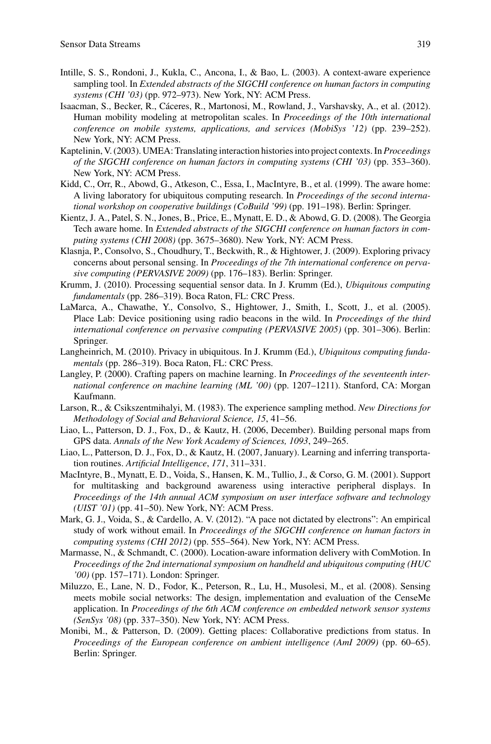Intille, S. S., Rondoni, J., Kukla, C., Ancona, I., & Bao, L. (2003). A context-aware experience sampling tool. In *Extended abstracts of the SIGCHI conference on human factors in computing systems (CHI '03)* (pp. 972–973). New York, NY: ACM Press.

Isaacman, S., Becker, R., Cáceres, R., Martonosi, M., Rowland, J., Varshavsky, A., et al. (2012). Human mobility modeling at metropolitan scales. In *Proceedings of the 10th international conference on mobile systems, applications, and services (MobiSys '12)* (pp. 239–252). New York, NY: ACM Press.

Kaptelinin, V. (2003). UMEA: Translating interaction histories into project contexts. In *Proceedings of the SIGCHI conference on human factors in computing systems (CHI '03)* (pp. 353–360). New York, NY: ACM Press.

Kidd, C., Orr, R., Abowd, G., Atkeson, C., Essa, I., MacIntyre, B., et al. (1999). The aware home: A living laboratory for ubiquitous computing research. In *Proceedings of the second international workshop on cooperative buildings (CoBuild '99)* (pp. 191–198). Berlin: Springer.

Kientz, J. A., Patel, S. N., Jones, B., Price, E., Mynatt, E. D., & Abowd, G. D. (2008). The Georgia Tech aware home. In *Extended abstracts of the SIGCHI conference on human factors in computing systems (CHI 2008)* (pp. 3675–3680). New York, NY: ACM Press.

Klasnja, P., Consolvo, S., Choudhury, T., Beckwith, R., & Hightower, J. (2009). Exploring privacy concerns about personal sensing. In *Proceedings of the 7th international conference on pervasive computing (PERVASIVE 2009)* (pp. 176–183). Berlin: Springer.

Krumm, J. (2010). Processing sequential sensor data. In J. Krumm (Ed.), *Ubiquitous computing fundamentals* (pp. 286–319). Boca Raton, FL: CRC Press.

LaMarca, A., Chawathe, Y., Consolvo, S., Hightower, J., Smith, I., Scott, J., et al. (2005). Place Lab: Device positioning using radio beacons in the wild. In *Proceedings of the third international conference on pervasive computing (PERVASIVE 2005)* (pp. 301–306). Berlin: Springer.

Langheinrich, M. (2010). Privacy in ubiquitous. In J. Krumm (Ed.), *Ubiquitous computing fundamentals* (pp. 286–319). Boca Raton, FL: CRC Press.

Langley, P. (2000). Crafting papers on machine learning. In *Proceedings of the seventeenth international conference on machine learning (ML '00)* (pp. 1207–1211). Stanford, CA: Morgan Kaufmann.

Larson, R., & Csikszentmihalyi, M. (1983). The experience sampling method. *New Directions for Methodology of Social and Behavioral Science, 15*, 41–56.

Liao, L., Patterson, D. J., Fox, D., & Kautz, H. (2006, December). Building personal maps from GPS data. *Annals of the New York Academy of Sciences, 1093*, 249–265.

Liao, L., Patterson, D. J., Fox, D., & Kautz, H. (2007, January). Learning and inferring transportation routines. *Artificial Intelligence*, *171*, 311–331.

MacIntyre, B., Mynatt, E. D., Voida, S., Hansen, K. M., Tullio, J., & Corso, G. M. (2001). Support for multitasking and background awareness using interactive peripheral displays. In *Proceedings of the 14th annual ACM symposium on user interface software and technology (UIST '01)* (pp. 41–50). New York, NY: ACM Press.

Mark, G. J., Voida, S., & Cardello, A. V. (2012). "A pace not dictated by electrons": An empirical study of work without email. In *Proceedings of the SIGCHI conference on human factors in computing systems (CHI 2012)* (pp. 555–564). New York, NY: ACM Press.

Marmasse, N., & Schmandt, C. (2000). Location-aware information delivery with ComMotion. In *Proceedings of the 2nd international symposium on handheld and ubiquitous computing (HUC '00)* (pp. 157–171). London: Springer.

Miluzzo, E., Lane, N. D., Fodor, K., Peterson, R., Lu, H., Musolesi, M., et al. (2008). Sensing meets mobile social networks: The design, implementation and evaluation of the CenseMe application. In *Proceedings of the 6th ACM conference on embedded network sensor systems (SenSys '08)* (pp. 337–350). New York, NY: ACM Press.

Monibi, M., & Patterson, D. (2009). Getting places: Collaborative predictions from status. In *Proceedings of the European conference on ambient intelligence (AmI 2009)* (pp. 60–65). Berlin: Springer.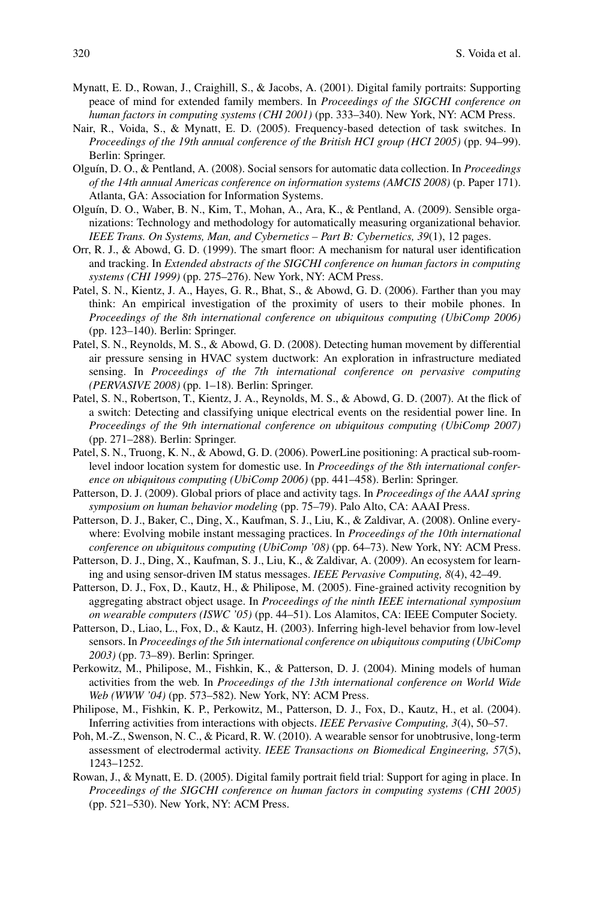Mynatt, E. D., Rowan, J., Craighill, S., & Jacobs, A. (2001). Digital family portraits: Supporting peace of mind for extended family members. In *Proceedings of the SIGCHI conference on human factors in computing systems (CHI 2001)* (pp. 333–340). New York, NY: ACM Press.

Nair, R., Voida, S., & Mynatt, E. D. (2005). Frequency-based detection of task switches. In *Proceedings of the 19th annual conference of the British HCI group (HCI 2005)* (pp. 94–99). Berlin: Springer.

Olguín, D. O., & Pentland, A. (2008). Social sensors for automatic data collection. In *Proceedings of the 14th annual Americas conference on information systems (AMCIS 2008)* (p. Paper 171). Atlanta, GA: Association for Information Systems.

Olguín, D. O., Waber, B. N., Kim, T., Mohan, A., Ara, K., & Pentland, A. (2009). Sensible organizations: Technology and methodology for automatically measuring organizational behavior. *IEEE Trans. On Systems, Man, and Cybernetics – Part B: Cybernetics, 39*(1), 12 pages.

Orr, R. J., & Abowd, G. D. (1999). The smart floor: A mechanism for natural user identification and tracking. In *Extended abstracts of the SIGCHI conference on human factors in computing systems (CHI 1999)* (pp. 275–276). New York, NY: ACM Press.

Patel, S. N., Kientz, J. A., Hayes, G. R., Bhat, S., & Abowd, G. D. (2006). Farther than you may think: An empirical investigation of the proximity of users to their mobile phones. In *Proceedings of the 8th international conference on ubiquitous computing (UbiComp 2006)* (pp. 123–140). Berlin: Springer.

Patel, S. N., Reynolds, M. S., & Abowd, G. D. (2008). Detecting human movement by differential air pressure sensing in HVAC system ductwork: An exploration in infrastructure mediated sensing. In *Proceedings of the 7th international conference on pervasive computing (PERVASIVE 2008)* (pp. 1–18). Berlin: Springer.

Patel, S. N., Robertson, T., Kientz, J. A., Reynolds, M. S., & Abowd, G. D. (2007). At the flick of a switch: Detecting and classifying unique electrical events on the residential power line. In *Proceedings of the 9th international conference on ubiquitous computing (UbiComp 2007)* (pp. 271–288). Berlin: Springer.

Patel, S. N., Truong, K. N., & Abowd, G. D. (2006). PowerLine positioning: A practical sub-room-level indoor location system for domestic use. In *Proceedings of the 8th international conference on ubiquitous computing (UbiComp 2006)* (pp. 441–458). Berlin: Springer.

Patterson, D. J. (2009). Global priors of place and activity tags. In *Proceedings of the AAAI spring symposium on human behavior modeling* (pp. 75–79). Palo Alto, CA: AAAI Press.

Patterson, D. J., Baker, C., Ding, X., Kaufman, S. J., Liu, K., & Zaldivar, A. (2008). Online everywhere: Evolving mobile instant messaging practices. In *Proceedings of the 10th international conference on ubiquitous computing (UbiComp '08)* (pp. 64–73). New York, NY: ACM Press.

Patterson, D. J., Ding, X., Kaufman, S. J., Liu, K., & Zaldivar, A. (2009). An ecosystem for learning and using sensor-driven IM status messages. *IEEE Pervasive Computing, 8*(4), 42–49.

Patterson, D. J., Fox, D., Kautz, H., & Philipose, M. (2005). Fine-grained activity recognition by aggregating abstract object usage. In *Proceedings of the ninth IEEE international symposium on wearable computers (ISWC '05)* (pp. 44–51). Los Alamitos, CA: IEEE Computer Society.

Patterson, D., Liao, L., Fox, D., & Kautz, H. (2003). Inferring high-level behavior from low-level sensors. In *Proceedings of the 5th international conference on ubiquitous computing (UbiComp 2003)* (pp. 73–89). Berlin: Springer.

Perkowitz, M., Philipose, M., Fishkin, K., & Patterson, D. J. (2004). Mining models of human activities from the web. In *Proceedings of the 13th international conference on World Wide Web (WWW '04)* (pp. 573–582). New York, NY: ACM Press.

Philipose, M., Fishkin, K., Perkowitz, M., Patterson, D. J., Fox, D., Kautz, H., et al. (2004). Inferring activities from interactions with objects. *IEEE Pervasive Computing, 3*(4), 50–57.

Poh, M.-Z., Swenson, N. C., & Picard, R. W. (2010). A wearable sensor for unobtrusive, long-term assessment of electrodermal activity. *IEEE Transactions on Biomedical Engineering, 57*(5), 1243–1252.

Rowan, J., & Mynatt, E. D. (2005). Digital family portrait field trial: Support for aging in place. In *Proceedings of the SIGCHI conference on human factors in computing systems (CHI 2005)* (pp. 521–530). New York, NY: ACM Press.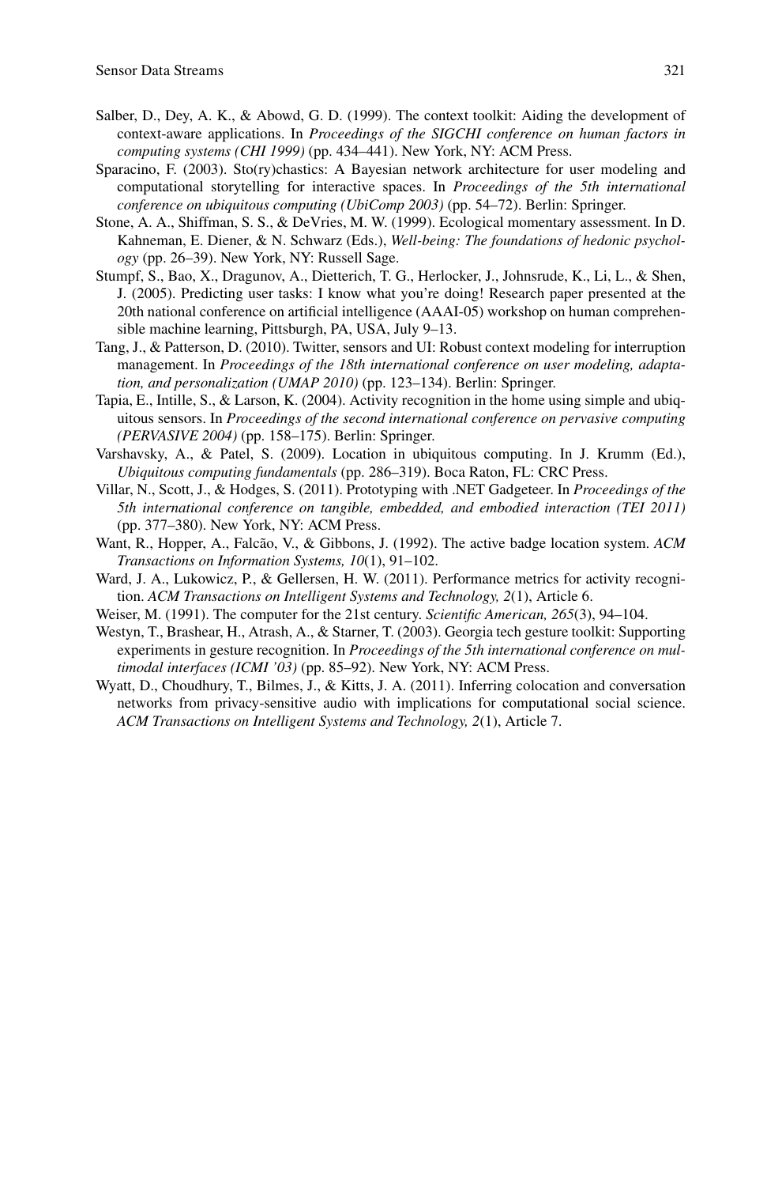Salber, D., Dey, A. K., & Abowd, G. D. (1999). The context toolkit: Aiding the development of context-aware applications. In *Proceedings of the SIGCHI conference on human factors in computing systems (CHI 1999)* (pp. 434–441). New York, NY: ACM Press.

Sparacino, F. (2003). Sto(ry)chastics: A Bayesian network architecture for user modeling and computational storytelling for interactive spaces. In *Proceedings of the 5th international conference on ubiquitous computing (UbiComp 2003)* (pp. 54–72). Berlin: Springer.

Stone, A. A., Shiffman, S. S., & DeVries, M. W. (1999). Ecological momentary assessment. In D. Kahneman, E. Diener, & N. Schwarz (Eds.), *Well-being: The foundations of hedonic psychology* (pp. 26–39). New York, NY: Russell Sage.

Stumpf, S., Bao, X., Dragunov, A., Dietterich, T. G., Herlocker, J., Johnsrude, K., Li, L., & Shen, J. (2005). Predicting user tasks: I know what you're doing! Research paper presented at the 20th national conference on artificial intelligence (AAAI-05) workshop on human comprehensible machine learning, Pittsburgh, PA, USA, July 9–13.

Tang, J., & Patterson, D. (2010). Twitter, sensors and UI: Robust context modeling for interruption management. In *Proceedings of the 18th international conference on user modeling, adaptation, and personalization (UMAP 2010)* (pp. 123–134). Berlin: Springer.

Tapia, E., Intille, S., & Larson, K. (2004). Activity recognition in the home using simple and ubiquitous sensors. In *Proceedings of the second international conference on pervasive computing (PERVASIVE 2004)* (pp. 158–175). Berlin: Springer.

Varshavsky, A., & Patel, S. (2009). Location in ubiquitous computing. In J. Krumm (Ed.), *Ubiquitous computing fundamentals* (pp. 286–319). Boca Raton, FL: CRC Press.

Villar, N., Scott, J., & Hodges, S. (2011). Prototyping with .NET Gadgeteer. In *Proceedings of the 5th international conference on tangible, embedded, and embodied interaction (TEI 2011)* (pp. 377–380). New York, NY: ACM Press.

Want, R., Hopper, A., Falcão, V., & Gibbons, J. (1992). The active badge location system. *ACM Transactions on Information Systems, 10*(1), 91–102.

Ward, J. A., Lukowicz, P., & Gellersen, H. W. (2011). Performance metrics for activity recognition. *ACM Transactions on Intelligent Systems and Technology, 2*(1), Article 6.

Weiser, M. (1991). The computer for the 21st century. *Scientific American, 265*(3), 94–104.

Westyn, T., Brashear, H., Atrash, A., & Starner, T. (2003). Georgia tech gesture toolkit: Supporting experiments in gesture recognition. In *Proceedings of the 5th international conference on multimodal interfaces (ICMI '03)* (pp. 85–92). New York, NY: ACM Press.

Wyatt, D., Choudhury, T., Bilmes, J., & Kitts, J. A. (2011). Inferring colocation and conversation networks from privacy-sensitive audio with implications for computational social science. *ACM Transactions on Intelligent Systems and Technology, 2*(1), Article 7.